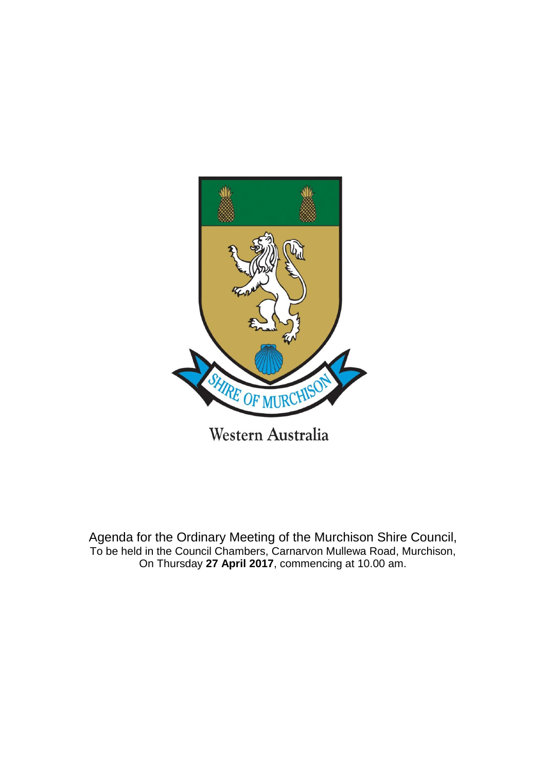SHIRE OF MURCHISON

Western Australia

Agenda for the Ordinary Meeting of the Murchison Shire Council,
To be held in the Council Chambers, Carnarvon Mullewa Road, Murchison,
On Thursday **27 April 2017**, commencing at 10.00 am.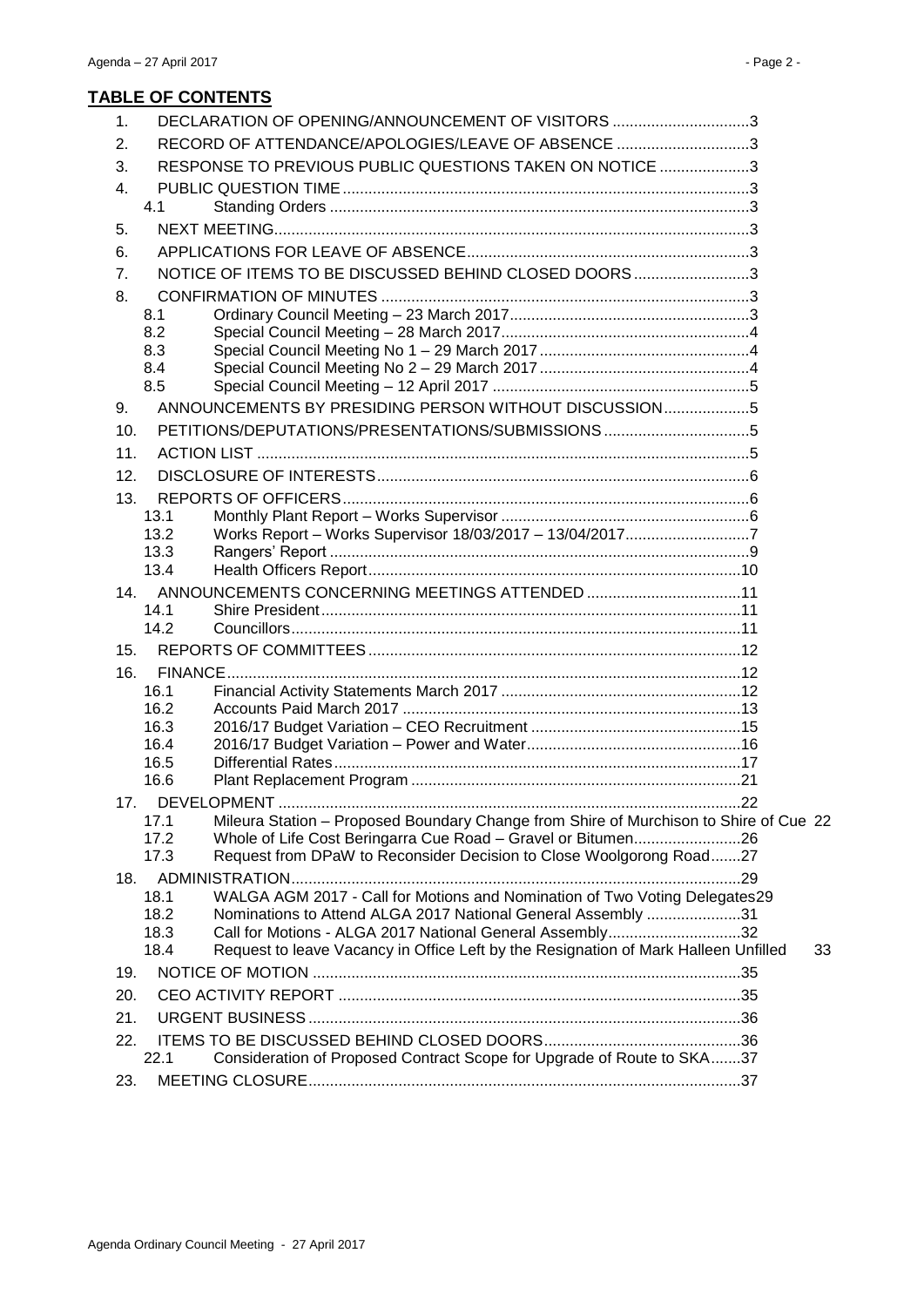## TABLE OF CONTENTS

1. DECLARATION OF OPENING/ANNOUNCEMENT OF VISITORS ................................3
2. RECORD OF ATTENDANCE/APOLOGIES/LEAVE OF ABSENCE ...............................3
3. RESPONSE TO PREVIOUS PUBLIC QUESTIONS TAKEN ON NOTICE .....................3
4. PUBLIC QUESTION TIME..............................................................................................3
   - 4.1 Standing Orders .................................................................................................3
5. NEXT MEETING..............................................................................................................3
6. APPLICATIONS FOR LEAVE OF ABSENCE.................................................................3
7. NOTICE OF ITEMS TO BE DISCUSSED BEHIND CLOSED DOORS...........................3
8. CONFIRMATION OF MINUTES .....................................................................................3
   - 8.1 Ordinary Council Meeting – 23 March 2017.......................................................3
   - 8.2 Special Council Meeting – 28 March 2017.........................................................4
   - 8.3 Special Council Meeting No 1 – 29 March 2017.................................................4
   - 8.4 Special Council Meeting No 2 – 29 March 2017.................................................4
   - 8.5 Special Council Meeting – 12 April 2017 ...........................................................5
9. ANNOUNCEMENTS BY PRESIDING PERSON WITHOUT DISCUSSION....................5
10. PETITIONS/DEPUTATIONS/PRESENTATIONS/SUBMISSIONS ..................................5
11. ACTION LIST ..................................................................................................................5
12. DISCLOSURE OF INTERESTS......................................................................................6
13. REPORTS OF OFFICERS..............................................................................................6
    - 13.1 Monthly Plant Report – Works Supervisor .........................................................6
    - 13.2 Works Report – Works Supervisor 18/03/2017 – 13/04/2017............................7
    - 13.3 Rangers' Report .................................................................................................9
    - 13.4 Health Officers Report.......................................................................................10
14. ANNOUNCEMENTS CONCERNING MEETINGS ATTENDED ....................................11
    - 14.1 Shire President.................................................................................................11
    - 14.2 Councillors........................................................................................................11
15. REPORTS OF COMMITTEES ......................................................................................12
16. FINANCE.......................................................................................................................12
    - 16.1 Financial Activity Statements March 2017 ........................................................12
    - 16.2 Accounts Paid March 2017 ..............................................................................13
    - 16.3 2016/17 Budget Variation – CEO Recruitment .................................................15
    - 16.4 2016/17 Budget Variation – Power and Water..................................................16
    - 16.5 Differential Rates..............................................................................................17
    - 16.6 Plant Replacement Program ............................................................................21
17. DEVELOPMENT ...........................................................................................................22
    - 17.1 Mileura Station – Proposed Boundary Change from Shire of Murchison to Shire of Cue 22
    - 17.2 Whole of Life Cost Beringarra Cue Road – Gravel or Bitumen.........................26
    - 17.3 Request from DPaW to Reconsider Decision to Close Woolgorong Road.......27
18. ADMINISTRATION........................................................................................................29
    - 18.1 WALGA AGM 2017 - Call for Motions and Nomination of Two Voting Delegates29
    - 18.2 Nominations to Attend ALGA 2017 National General Assembly ......................31
    - 18.3 Call for Motions - ALGA 2017 National General Assembly...............................32
    - 18.4 Request to leave Vacancy in Office Left by the Resignation of Mark Halleen Unfilled 33
19. NOTICE OF MOTION ...................................................................................................35
20. CEO ACTIVITY REPORT .............................................................................................35
21. URGENT BUSINESS ....................................................................................................36
22. ITEMS TO BE DISCUSSED BEHIND CLOSED DOORS.............................................36
    - 22.1 Consideration of Proposed Contract Scope for Upgrade of Route to SKA.......37
23. MEETING CLOSURE....................................................................................................37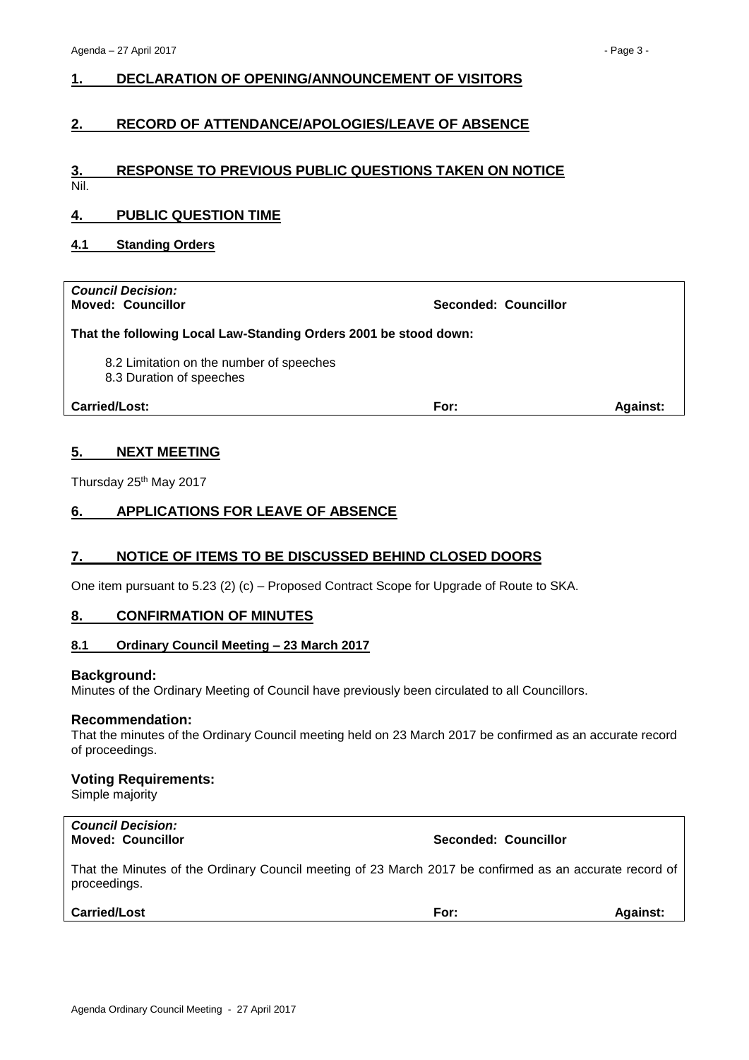## 1. DECLARATION OF OPENING/ANNOUNCEMENT OF VISITORS

## 2. RECORD OF ATTENDANCE/APOLOGIES/LEAVE OF ABSENCE

## 3. RESPONSE TO PREVIOUS PUBLIC QUESTIONS TAKEN ON NOTICE

Nil.

## 4. PUBLIC QUESTION TIME

### 4.1 Standing Orders

***Council Decision:***

**Moved: Councillor** **Seconded: Councillor**

**That the following Local Law-Standing Orders 2001 be stood down:**

- 8.2 Limitation on the number of speeches
- 8.3 Duration of speeches

**Carried/Lost:** **For:** **Against:**

## 5. NEXT MEETING

Thursday 25th May 2017

## 6. APPLICATIONS FOR LEAVE OF ABSENCE

## 7. NOTICE OF ITEMS TO BE DISCUSSED BEHIND CLOSED DOORS

One item pursuant to 5.23 (2) (c) – Proposed Contract Scope for Upgrade of Route to SKA.

## 8. CONFIRMATION OF MINUTES

### 8.1 Ordinary Council Meeting – 23 March 2017

**Background:**

Minutes of the Ordinary Meeting of Council have previously been circulated to all Councillors.

**Recommendation:**

That the minutes of the Ordinary Council meeting held on 23 March 2017 be confirmed as an accurate record of proceedings.

**Voting Requirements:**

Simple majority

***Council Decision:***

**Moved: Councillor** **Seconded: Councillor**

That the Minutes of the Ordinary Council meeting of 23 March 2017 be confirmed as an accurate record of proceedings.

**Carried/Lost** **For:** **Against:**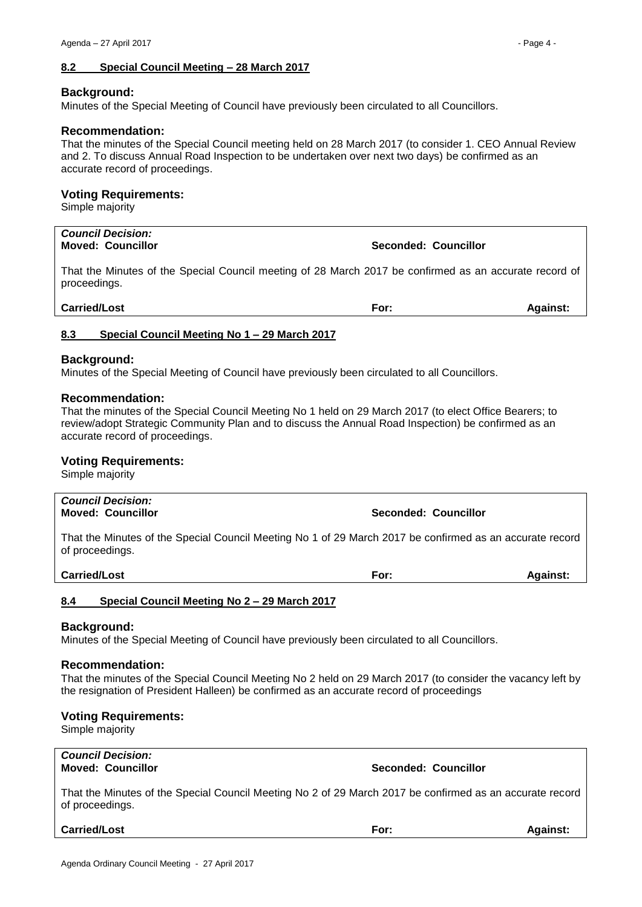## 8.2 Special Council Meeting – 28 March 2017

### Background:

Minutes of the Special Meeting of Council have previously been circulated to all Councillors.

### Recommendation:

That the minutes of the Special Council meeting held on 28 March 2017 (to consider 1. CEO Annual Review and 2. To discuss Annual Road Inspection to be undertaken over next two days) be confirmed as an accurate record of proceedings.

### Voting Requirements:

Simple majority

| ***Council Decision:*** | | |
|---|---|---|
| **Moved: Councillor** | **Seconded: Councillor** | |
| That the Minutes of the Special Council meeting of 28 March 2017 be confirmed as an accurate record of proceedings. | | |
| **Carried/Lost** | **For:** | **Against:** |

## 8.3 Special Council Meeting No 1 – 29 March 2017

### Background:

Minutes of the Special Meeting of Council have previously been circulated to all Councillors.

### Recommendation:

That the minutes of the Special Council Meeting No 1 held on 29 March 2017 (to elect Office Bearers; to review/adopt Strategic Community Plan and to discuss the Annual Road Inspection) be confirmed as an accurate record of proceedings.

### Voting Requirements:

Simple majority

| ***Council Decision:*** | | |
|---|---|---|
| **Moved: Councillor** | **Seconded: Councillor** | |
| That the Minutes of the Special Council Meeting No 1 of 29 March 2017 be confirmed as an accurate record of proceedings. | | |
| **Carried/Lost** | **For:** | **Against:** |

## 8.4 Special Council Meeting No 2 – 29 March 2017

### Background:

Minutes of the Special Meeting of Council have previously been circulated to all Councillors.

### Recommendation:

That the minutes of the Special Council Meeting No 2 held on 29 March 2017 (to consider the vacancy left by the resignation of President Halleen) be confirmed as an accurate record of proceedings

### Voting Requirements:

Simple majority

| ***Council Decision:*** | | |
|---|---|---|
| **Moved: Councillor** | **Seconded: Councillor** | |
| That the Minutes of the Special Council Meeting No 2 of 29 March 2017 be confirmed as an accurate record of proceedings. | | |
| **Carried/Lost** | **For:** | **Against:** |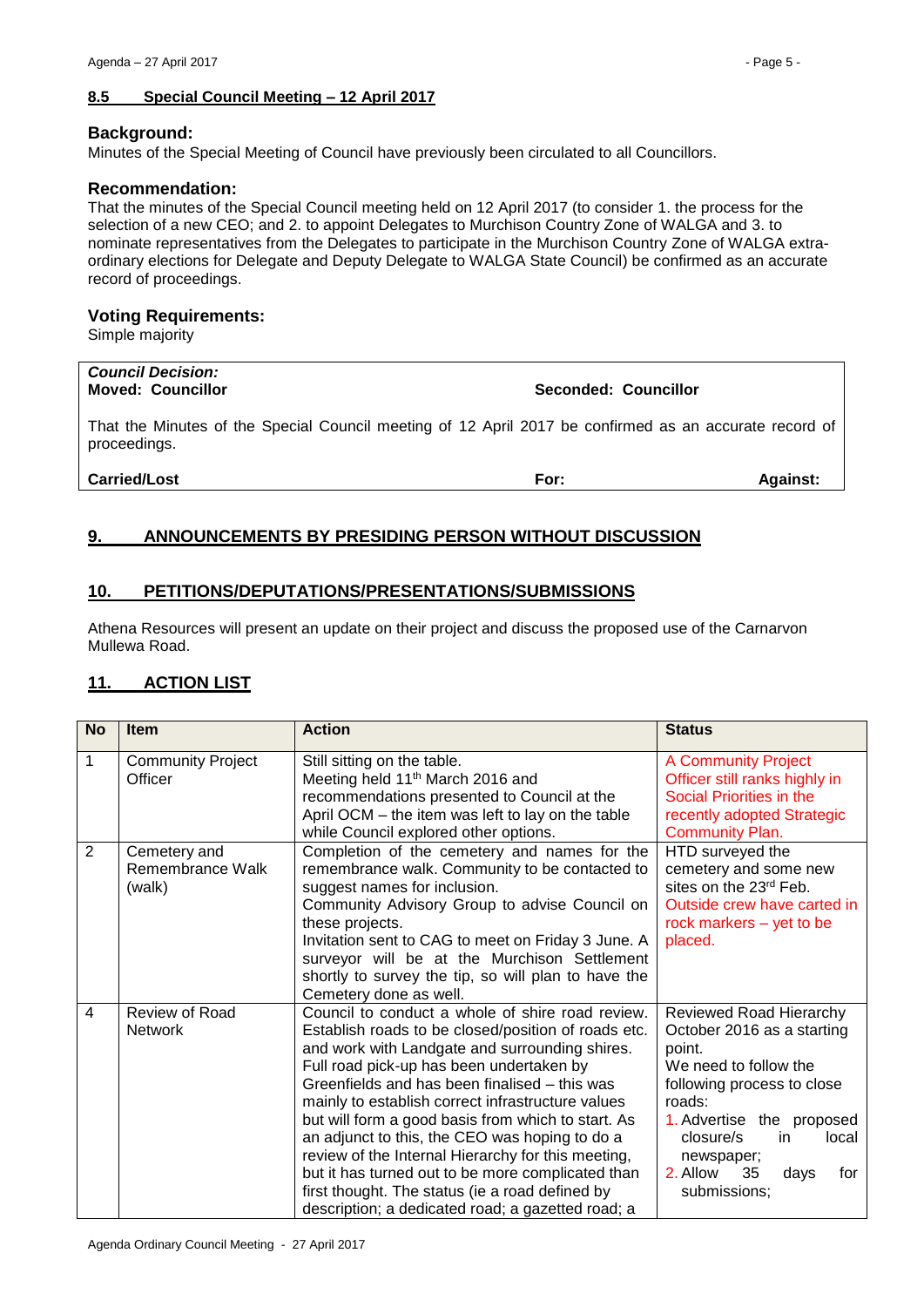### 8.5 Special Council Meeting – 12 April 2017

**Background:**
Minutes of the Special Meeting of Council have previously been circulated to all Councillors.

**Recommendation:**
That the minutes of the Special Council meeting held on 12 April 2017 (to consider 1. the process for the selection of a new CEO; and 2. to appoint Delegates to Murchison Country Zone of WALGA and 3. to nominate representatives from the Delegates to participate in the Murchison Country Zone of WALGA extra-ordinary elections for Delegate and Deputy Delegate to WALGA State Council) be confirmed as an accurate record of proceedings.

**Voting Requirements:**
Simple majority

| ***Council Decision:*** | | |
|---|---|---|
| **Moved: Councillor** | **Seconded: Councillor** | |
| That the Minutes of the Special Council meeting of 12 April 2017 be confirmed as an accurate record of proceedings. | | |
| **Carried/Lost** | **For:** | **Against:** |

## 9. ANNOUNCEMENTS BY PRESIDING PERSON WITHOUT DISCUSSION

## 10. PETITIONS/DEPUTATIONS/PRESENTATIONS/SUBMISSIONS

Athena Resources will present an update on their project and discuss the proposed use of the Carnarvon Mullewa Road.

## 11. ACTION LIST

| No | Item | Action | Status |
|---|---|---|---|
| 1 | Community Project Officer | Still sitting on the table.<br>Meeting held 11th March 2016 and recommendations presented to Council at the April OCM – the item was left to lay on the table while Council explored other options. | A Community Project Officer still ranks highly in Social Priorities in the recently adopted Strategic Community Plan. |
| 2 | Cemetery and Remembrance Walk (walk) | Completion of the cemetery and names for the remembrance walk. Community to be contacted to suggest names for inclusion.<br>Community Advisory Group to advise Council on these projects.<br>Invitation sent to CAG to meet on Friday 3 June. A surveyor will be at the Murchison Settlement shortly to survey the tip, so will plan to have the Cemetery done as well. | HTD surveyed the cemetery and some new sites on the 23rd Feb.<br>Outside crew have carted in rock markers – yet to be placed. |
| 4 | Review of Road Network | Council to conduct a whole of shire road review. Establish roads to be closed/position of roads etc. and work with Landgate and surrounding shires.<br>Full road pick-up has been undertaken by Greenfields and has been finalised – this was mainly to establish correct infrastructure values but will form a good basis from which to start. As an adjunct to this, the CEO was hoping to do a review of the Internal Hierarchy for this meeting, but it has turned out to be more complicated than first thought. The status (ie a road defined by description; a dedicated road; a gazetted road; a | Reviewed Road Hierarchy October 2016 as a starting point.<br>We need to follow the following process to close roads:<br>1. Advertise the proposed closure/s in local newspaper;<br>2. Allow 35 days for submissions; |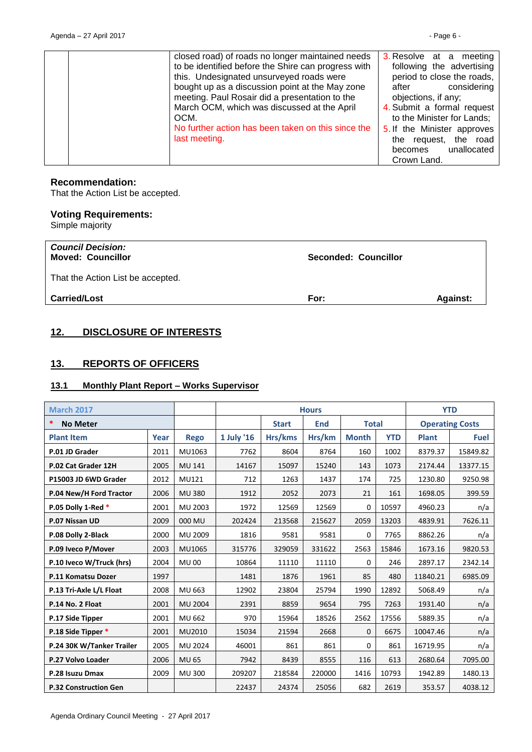| | | closed road) of roads no longer maintained needs to be identified before the Shire can progress with this. Undesignated unsurveyed roads were bought up as a discussion point at the May zone meeting. Paul Rosair did a presentation to the March OCM, which was discussed at the April OCM.<br>No further action has been taken on this since the last meeting. | 3. Resolve at a meeting following the advertising period to close the roads, after considering objections, if any;<br>4. Submit a formal request to the Minister for Lands;<br>5. If the Minister approves the request, the road becomes unallocated Crown Land. |
|---|---|---|---|

### Recommendation:
That the Action List be accepted.

### Voting Requirements:
Simple majority

| | | |
|---|---|---|
| ***Council Decision:***<br>**Moved: Councillor** | **Seconded: Councillor** | |
| That the Action List be accepted. | | |
| **Carried/Lost** | **For:** | **Against:** |

## 12. DISCLOSURE OF INTERESTS

## 13. REPORTS OF OFFICERS

### 13.1 Monthly Plant Report – Works Supervisor

| March 2017 | | | Hours | | | | | YTD | |
|---|---|---|---|---|---|---|---|---|---|
| * No Meter | | | | Start | End | Total | | Operating Costs | |
| Plant Item | Year | Rego | 1 July '16 | Hrs/kms | Hrs/km | Month | YTD | Plant | Fuel |
| P.01 JD Grader | 2011 | MU1063 | 7762 | 8604 | 8764 | 160 | 1002 | 8379.37 | 15849.82 |
| P.02 Cat Grader 12H | 2005 | MU 141 | 14167 | 15097 | 15240 | 143 | 1073 | 2174.44 | 13377.15 |
| P15003 JD 6WD Grader | 2012 | MU121 | 712 | 1263 | 1437 | 174 | 725 | 1230.80 | 9250.98 |
| P.04 New/H Ford Tractor | 2006 | MU 380 | 1912 | 2052 | 2073 | 21 | 161 | 1698.05 | 399.59 |
| P.05 Dolly 1-Red * | 2001 | MU 2003 | 1972 | 12569 | 12569 | 0 | 10597 | 4960.23 | n/a |
| P.07 Nissan UD | 2009 | 000 MU | 202424 | 213568 | 215627 | 2059 | 13203 | 4839.91 | 7626.11 |
| P.08 Dolly 2-Black | 2000 | MU 2009 | 1816 | 9581 | 9581 | 0 | 7765 | 8862.26 | n/a |
| P.09 Iveco P/Mover | 2003 | MU1065 | 315776 | 329059 | 331622 | 2563 | 15846 | 1673.16 | 9820.53 |
| P.10 Iveco W/Truck (hrs) | 2004 | MU 00 | 10864 | 11110 | 11110 | 0 | 246 | 2897.17 | 2342.14 |
| P.11 Komatsu Dozer | 1997 | | 1481 | 1876 | 1961 | 85 | 480 | 11840.21 | 6985.09 |
| P.13 Tri-Axle L/L Float | 2008 | MU 663 | 12902 | 23804 | 25794 | 1990 | 12892 | 5068.49 | n/a |
| P.14 No. 2 Float | 2001 | MU 2004 | 2391 | 8859 | 9654 | 795 | 7263 | 1931.40 | n/a |
| P.17 Side Tipper | 2001 | MU 662 | 970 | 15964 | 18526 | 2562 | 17556 | 5889.35 | n/a |
| P.18 Side Tipper * | 2001 | MU2010 | 15034 | 21594 | 2668 | 0 | 6675 | 10047.46 | n/a |
| P.24 30K W/Tanker Trailer | 2005 | MU 2024 | 46001 | 861 | 861 | 0 | 861 | 16719.95 | n/a |
| P.27 Volvo Loader | 2006 | MU 65 | 7942 | 8439 | 8555 | 116 | 613 | 2680.64 | 7095.00 |
| P.28 Isuzu Dmax | 2009 | MU 300 | 209207 | 218584 | 220000 | 1416 | 10793 | 1942.89 | 1480.13 |
| P.32 Construction Gen | | | 22437 | 24374 | 25056 | 682 | 2619 | 353.57 | 4038.12 |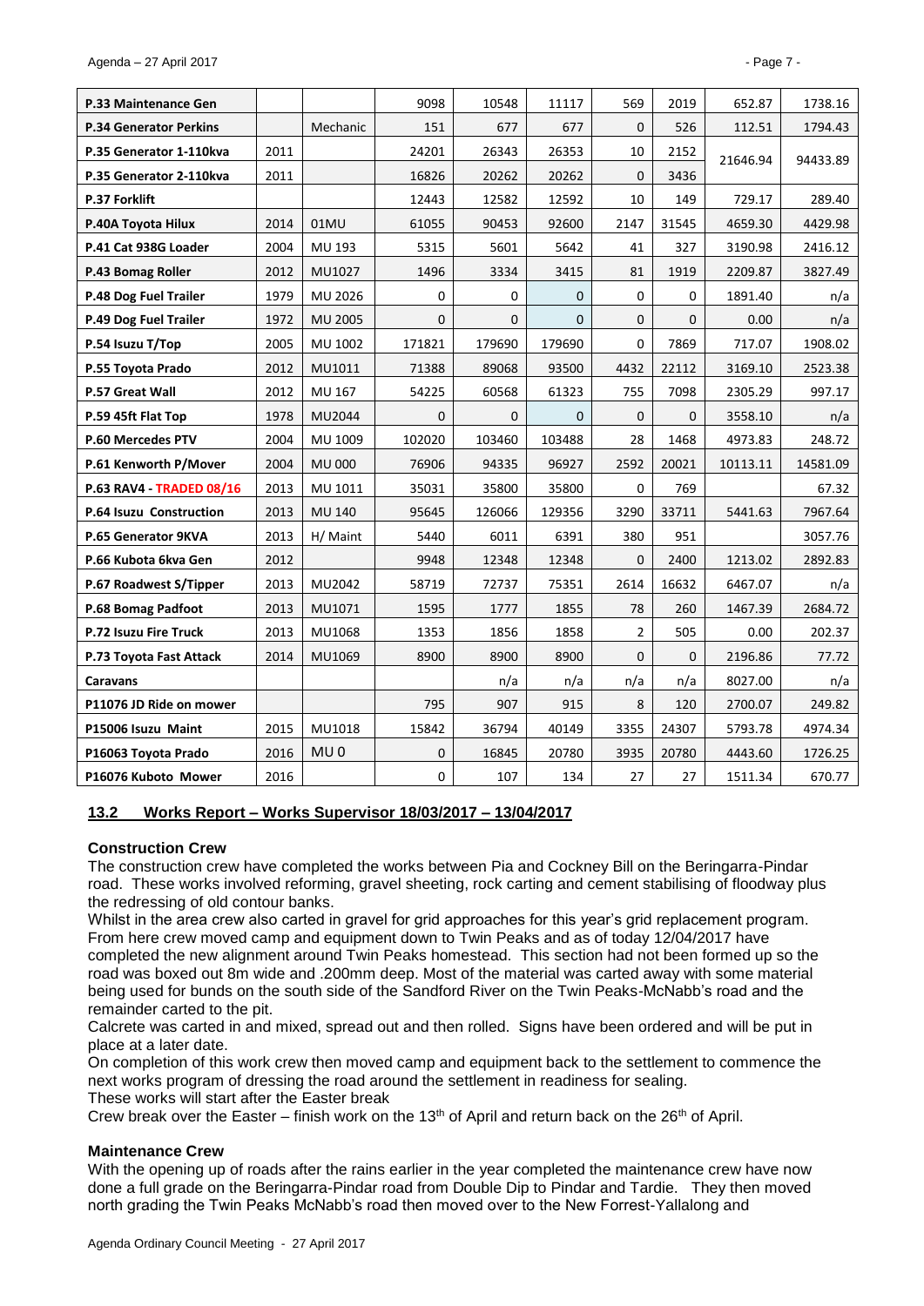| P.33 Maintenance Gen | | | 9098 | 10548 | 11117 | 569 | 2019 | 652.87 | 1738.16 |
|---|---|---|---|---|---|---|---|---|---|
| **P.34 Generator Perkins** | | Mechanic | 151 | 677 | 677 | 0 | 526 | 112.51 | 1794.43 |
| **P.35 Generator 1-110kva** | 2011 | | 24201 | 26343 | 26353 | 10 | 2152 | 21646.94 | 94433.89 |
| **P.35 Generator 2-110kva** | 2011 | | 16826 | 20262 | 20262 | 0 | 3436 | | |
| **P.37 Forklift** | | | 12443 | 12582 | 12592 | 10 | 149 | 729.17 | 289.40 |
| **P.40A Toyota Hilux** | 2014 | 01MU | 61055 | 90453 | 92600 | 2147 | 31545 | 4659.30 | 4429.98 |
| **P.41 Cat 938G Loader** | 2004 | MU 193 | 5315 | 5601 | 5642 | 41 | 327 | 3190.98 | 2416.12 |
| **P.43 Bomag Roller** | 2012 | MU1027 | 1496 | 3334 | 3415 | 81 | 1919 | 2209.87 | 3827.49 |
| **P.48 Dog Fuel Trailer** | 1979 | MU 2026 | 0 | 0 | 0 | 0 | 0 | 1891.40 | n/a |
| **P.49 Dog Fuel Trailer** | 1972 | MU 2005 | 0 | 0 | 0 | 0 | 0 | 0.00 | n/a |
| **P.54 Isuzu T/Top** | 2005 | MU 1002 | 171821 | 179690 | 179690 | 0 | 7869 | 717.07 | 1908.02 |
| **P.55 Toyota Prado** | 2012 | MU1011 | 71388 | 89068 | 93500 | 4432 | 22112 | 3169.10 | 2523.38 |
| **P.57 Great Wall** | 2012 | MU 167 | 54225 | 60568 | 61323 | 755 | 7098 | 2305.29 | 997.17 |
| **P.59 45ft Flat Top** | 1978 | MU2044 | 0 | 0 | 0 | 0 | 0 | 3558.10 | n/a |
| **P.60 Mercedes PTV** | 2004 | MU 1009 | 102020 | 103460 | 103488 | 28 | 1468 | 4973.83 | 248.72 |
| **P.61 Kenworth P/Mover** | 2004 | MU 000 | 76906 | 94335 | 96927 | 2592 | 20021 | 10113.11 | 14581.09 |
| **P.63 RAV4 - TRADED 08/16** | 2013 | MU 1011 | 35031 | 35800 | 35800 | 0 | 769 | | 67.32 |
| **P.64 Isuzu Construction** | 2013 | MU 140 | 95645 | 126066 | 129356 | 3290 | 33711 | 5441.63 | 7967.64 |
| **P.65 Generator 9KVA** | 2013 | H/ Maint | 5440 | 6011 | 6391 | 380 | 951 | | 3057.76 |
| **P.66 Kubota 6kva Gen** | 2012 | | 9948 | 12348 | 12348 | 0 | 2400 | 1213.02 | 2892.83 |
| **P.67 Roadwest S/Tipper** | 2013 | MU2042 | 58719 | 72737 | 75351 | 2614 | 16632 | 6467.07 | n/a |
| **P.68 Bomag Padfoot** | 2013 | MU1071 | 1595 | 1777 | 1855 | 78 | 260 | 1467.39 | 2684.72 |
| **P.72 Isuzu Fire Truck** | 2013 | MU1068 | 1353 | 1856 | 1858 | 2 | 505 | 0.00 | 202.37 |
| **P.73 Toyota Fast Attack** | 2014 | MU1069 | 8900 | 8900 | 8900 | 0 | 0 | 2196.86 | 77.72 |
| **Caravans** | | | | n/a | n/a | n/a | n/a | 8027.00 | n/a |
| **P11076 JD Ride on mower** | | | 795 | 907 | 915 | 8 | 120 | 2700.07 | 249.82 |
| **P15006 Isuzu Maint** | 2015 | MU1018 | 15842 | 36794 | 40149 | 3355 | 24307 | 5793.78 | 4974.34 |
| **P16063 Toyota Prado** | 2016 | MU 0 | 0 | 16845 | 20780 | 3935 | 20780 | 4443.60 | 1726.25 |
| **P16076 Kuboto Mower** | 2016 | | 0 | 107 | 134 | 27 | 27 | 1511.34 | 670.77 |

## 13.2 Works Report – Works Supervisor 18/03/2017 – 13/04/2017

### Construction Crew

The construction crew have completed the works between Pia and Cockney Bill on the Beringarra-Pindar road. These works involved reforming, gravel sheeting, rock carting and cement stabilising of floodway plus the redressing of old contour banks.

Whilst in the area crew also carted in gravel for grid approaches for this year's grid replacement program. From here crew moved camp and equipment down to Twin Peaks and as of today 12/04/2017 have completed the new alignment around Twin Peaks homestead. This section had not been formed up so the road was boxed out 8m wide and .200mm deep. Most of the material was carted away with some material being used for bunds on the south side of the Sandford River on the Twin Peaks-McNabb's road and the remainder carted to the pit.

Calcrete was carted in and mixed, spread out and then rolled. Signs have been ordered and will be put in place at a later date.

On completion of this work crew then moved camp and equipment back to the settlement to commence the next works program of dressing the road around the settlement in readiness for sealing.

These works will start after the Easter break

Crew break over the Easter – finish work on the 13th of April and return back on the 26th of April.

### Maintenance Crew

With the opening up of roads after the rains earlier in the year completed the maintenance crew have now done a full grade on the Beringarra-Pindar road from Double Dip to Pindar and Tardie. They then moved north grading the Twin Peaks McNabb's road then moved over to the New Forrest-Yallalong and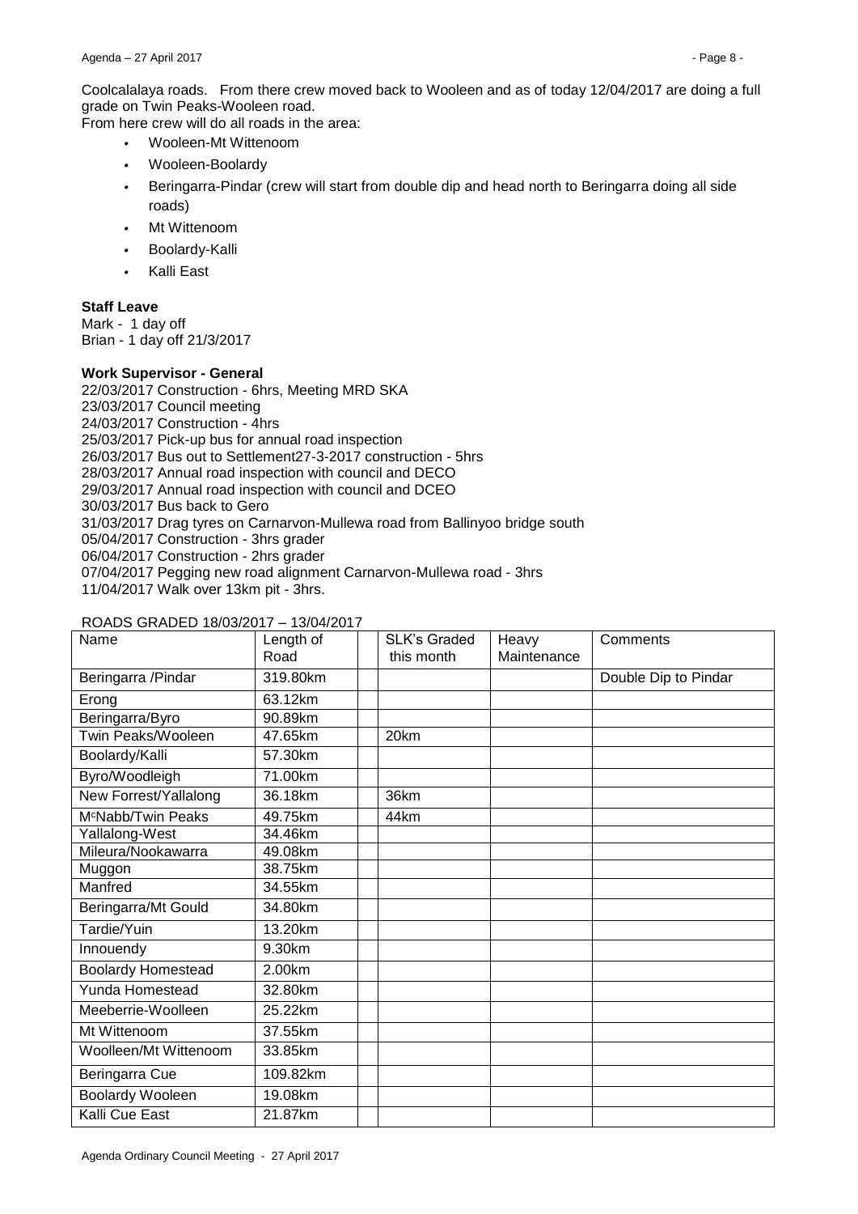Coolcalalaya roads. From there crew moved back to Wooleen and as of today 12/04/2017 are doing a full grade on Twin Peaks-Wooleen road.
From here crew will do all roads in the area:

- Wooleen-Mt Wittenoom
- Wooleen-Boolardy
- Beringarra-Pindar (crew will start from double dip and head north to Beringarra doing all side roads)
- Mt Wittenoom
- Boolardy-Kalli
- Kalli East

**Staff Leave**
Mark - 1 day off
Brian - 1 day off 21/3/2017

**Work Supervisor - General**
22/03/2017 Construction - 6hrs, Meeting MRD SKA
23/03/2017 Council meeting
24/03/2017 Construction - 4hrs
25/03/2017 Pick-up bus for annual road inspection
26/03/2017 Bus out to Settlement27-3-2017 construction - 5hrs
28/03/2017 Annual road inspection with council and DECO
29/03/2017 Annual road inspection with council and DCEO
30/03/2017 Bus back to Gero
31/03/2017 Drag tyres on Carnarvon-Mullewa road from Ballinyoo bridge south
05/04/2017 Construction - 3hrs grader
06/04/2017 Construction - 2hrs grader
07/04/2017 Pegging new road alignment Carnarvon-Mullewa road - 3hrs
11/04/2017 Walk over 13km pit - 3hrs.

ROADS GRADED 18/03/2017 – 13/04/2017

| Name | Length of Road | | SLK's Graded this month | Heavy Maintenance | Comments |
|---|---|---|---|---|---|
| Beringarra /Pindar | 319.80km | | | | Double Dip to Pindar |
| Erong | 63.12km | | | | |
| Beringarra/Byro | 90.89km | | | | |
| Twin Peaks/Wooleen | 47.65km | | 20km | | |
| Boolardy/Kalli | 57.30km | | | | |
| Byro/Woodleigh | 71.00km | | | | |
| New Forrest/Yallalong | 36.18km | | 36km | | |
| McNabb/Twin Peaks | 49.75km | | 44km | | |
| Yallalong-West | 34.46km | | | | |
| Mileura/Nookawarra | 49.08km | | | | |
| Muggon | 38.75km | | | | |
| Manfred | 34.55km | | | | |
| Beringarra/Mt Gould | 34.80km | | | | |
| Tardie/Yuin | 13.20km | | | | |
| Innouendy | 9.30km | | | | |
| Boolardy Homestead | 2.00km | | | | |
| Yunda Homestead | 32.80km | | | | |
| Meeberrie-Woolleen | 25.22km | | | | |
| Mt Wittenoom | 37.55km | | | | |
| Woolleen/Mt Wittenoom | 33.85km | | | | |
| Beringarra Cue | 109.82km | | | | |
| Boolardy Wooleen | 19.08km | | | | |
| Kalli Cue East | 21.87km | | | | |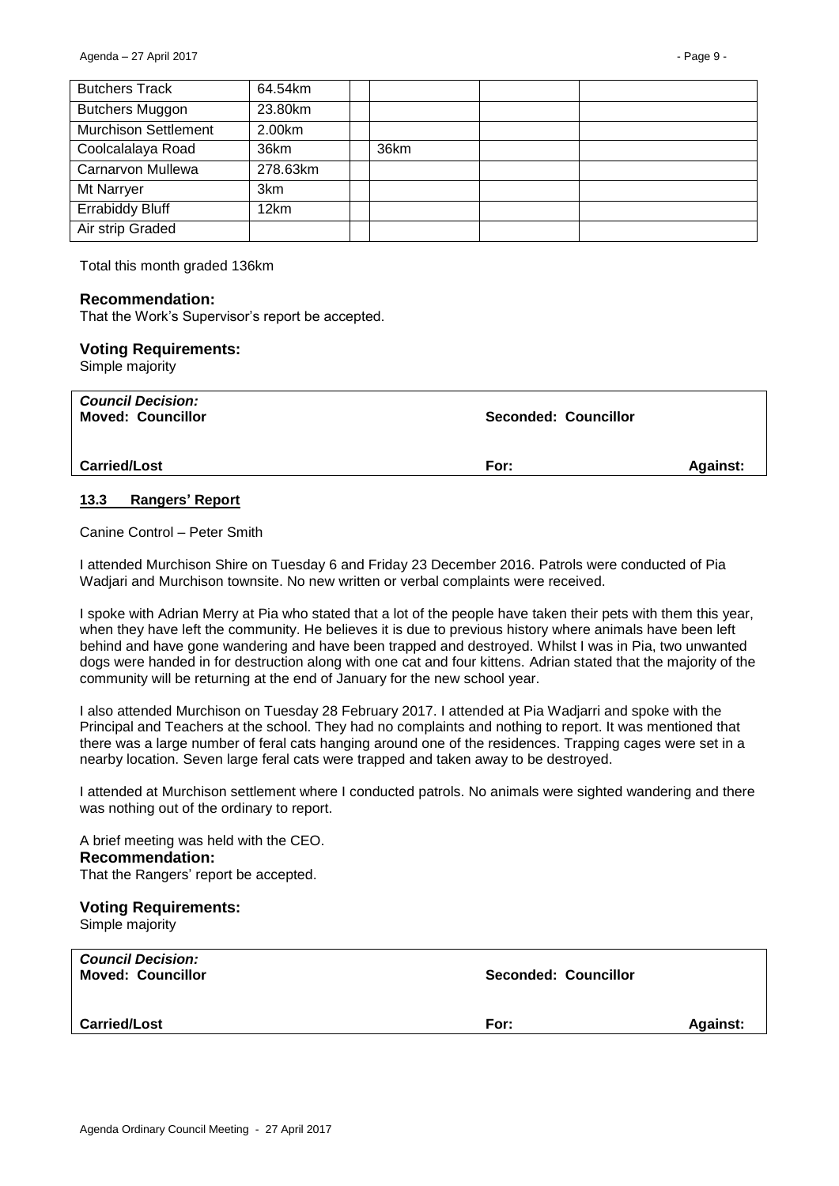| Butchers Track | 64.54km | | | | |
|---|---|---|---|---|---|
| Butchers Muggon | 23.80km | | | | |
| Murchison Settlement | 2.00km | | | | |
| Coolcalalaya Road | 36km | | 36km | | |
| Carnarvon Mullewa | 278.63km | | | | |
| Mt Narryer | 3km | | | | |
| Errabiddy Bluff | 12km | | | | |
| Air strip Graded | | | | | |

Total this month graded 136km

**Recommendation:**
That the Work's Supervisor's report be accepted.

**Voting Requirements:**
Simple majority

| *Council Decision:* **Moved: Councillor** | **Seconded: Councillor** | |
|---|---|---|
| **Carried/Lost** | **For:** | **Against:** |

### 13.3 Rangers' Report

Canine Control – Peter Smith

I attended Murchison Shire on Tuesday 6 and Friday 23 December 2016. Patrols were conducted of Pia Wadjari and Murchison townsite. No new written or verbal complaints were received.

I spoke with Adrian Merry at Pia who stated that a lot of the people have taken their pets with them this year, when they have left the community. He believes it is due to previous history where animals have been left behind and have gone wandering and have been trapped and destroyed. Whilst I was in Pia, two unwanted dogs were handed in for destruction along with one cat and four kittens. Adrian stated that the majority of the community will be returning at the end of January for the new school year.

I also attended Murchison on Tuesday 28 February 2017. I attended at Pia Wadjarri and spoke with the Principal and Teachers at the school. They had no complaints and nothing to report. It was mentioned that there was a large number of feral cats hanging around one of the residences. Trapping cages were set in a nearby location. Seven large feral cats were trapped and taken away to be destroyed.

I attended at Murchison settlement where I conducted patrols. No animals were sighted wandering and there was nothing out of the ordinary to report.

A brief meeting was held with the CEO.

**Recommendation:**
That the Rangers' report be accepted.

**Voting Requirements:**
Simple majority

| *Council Decision:* **Moved: Councillor** | **Seconded: Councillor** | |
|---|---|---|
| **Carried/Lost** | **For:** | **Against:** |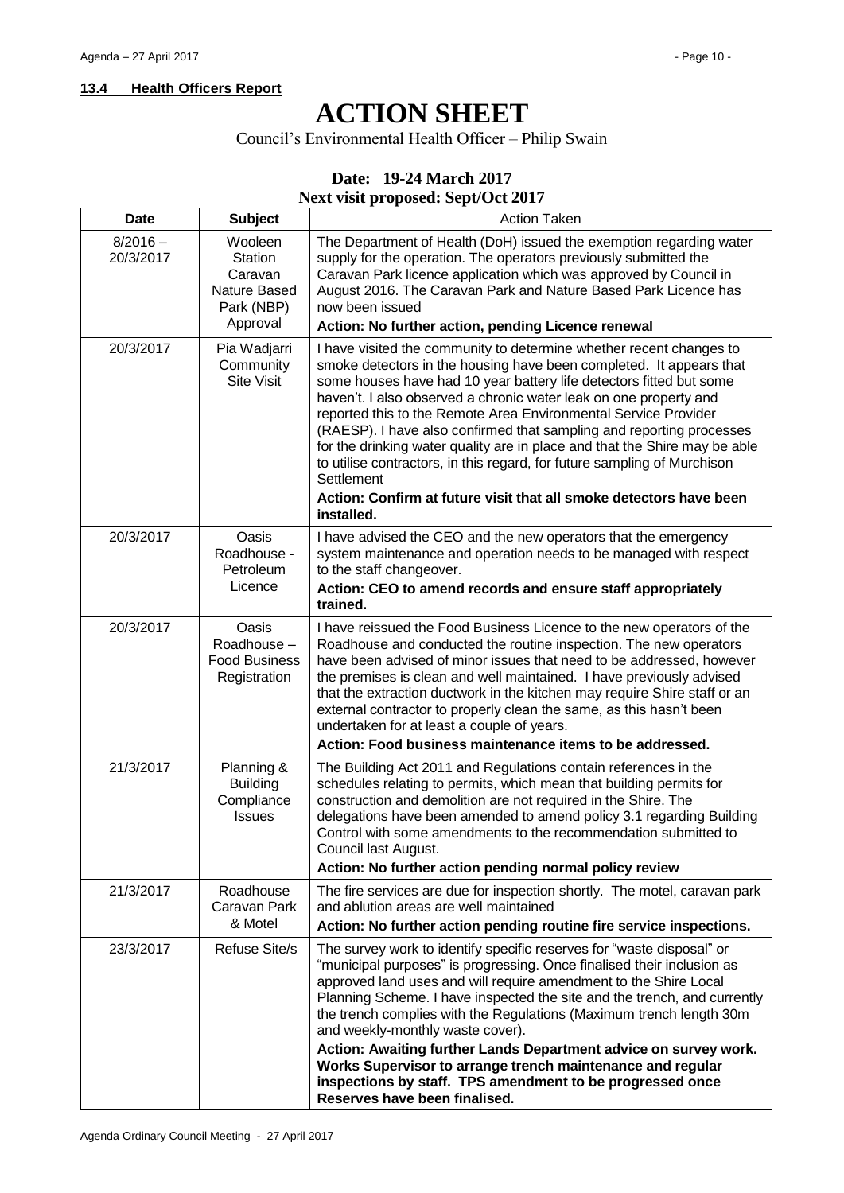**13.4 Health Officers Report**

# ACTION SHEET

Council's Environmental Health Officer – Philip Swain

**Date: 19-24 March 2017**
**Next visit proposed: Sept/Oct 2017**

| Date | Subject | Action Taken |
|---|---|---|
| 8/2016 – 20/3/2017 | Wooleen Station Caravan Nature Based Park (NBP) Approval | The Department of Health (DoH) issued the exemption regarding water supply for the operation. The operators previously submitted the Caravan Park licence application which was approved by Council in August 2016. The Caravan Park and Nature Based Park Licence has now been issued<br>**Action: No further action, pending Licence renewal** |
| 20/3/2017 | Pia Wadjarri Community Site Visit | I have visited the community to determine whether recent changes to smoke detectors in the housing have been completed. It appears that some houses have had 10 year battery life detectors fitted but some haven't. I also observed a chronic water leak on one property and reported this to the Remote Area Environmental Service Provider (RAESP). I have also confirmed that sampling and reporting processes for the drinking water quality are in place and that the Shire may be able to utilise contractors, in this regard, for future sampling of Murchison Settlement<br>**Action: Confirm at future visit that all smoke detectors have been installed.** |
| 20/3/2017 | Oasis Roadhouse - Petroleum Licence | I have advised the CEO and the new operators that the emergency system maintenance and operation needs to be managed with respect to the staff changeover.<br>**Action: CEO to amend records and ensure staff appropriately trained.** |
| 20/3/2017 | Oasis Roadhouse – Food Business Registration | I have reissued the Food Business Licence to the new operators of the Roadhouse and conducted the routine inspection. The new operators have been advised of minor issues that need to be addressed, however the premises is clean and well maintained. I have previously advised that the extraction ductwork in the kitchen may require Shire staff or an external contractor to properly clean the same, as this hasn't been undertaken for at least a couple of years.<br>**Action: Food business maintenance items to be addressed.** |
| 21/3/2017 | Planning & Building Compliance Issues | The Building Act 2011 and Regulations contain references in the schedules relating to permits, which mean that building permits for construction and demolition are not required in the Shire. The delegations have been amended to amend policy 3.1 regarding Building Control with some amendments to the recommendation submitted to Council last August.<br>**Action: No further action pending normal policy review** |
| 21/3/2017 | Roadhouse Caravan Park & Motel | The fire services are due for inspection shortly. The motel, caravan park and ablution areas are well maintained<br>**Action: No further action pending routine fire service inspections.** |
| 23/3/2017 | Refuse Site/s | The survey work to identify specific reserves for "waste disposal" or "municipal purposes" is progressing. Once finalised their inclusion as approved land uses and will require amendment to the Shire Local Planning Scheme. I have inspected the site and the trench, and currently the trench complies with the Regulations (Maximum trench length 30m and weekly-monthly waste cover).<br>**Action: Awaiting further Lands Department advice on survey work. Works Supervisor to arrange trench maintenance and regular inspections by staff. TPS amendment to be progressed once Reserves have been finalised.** |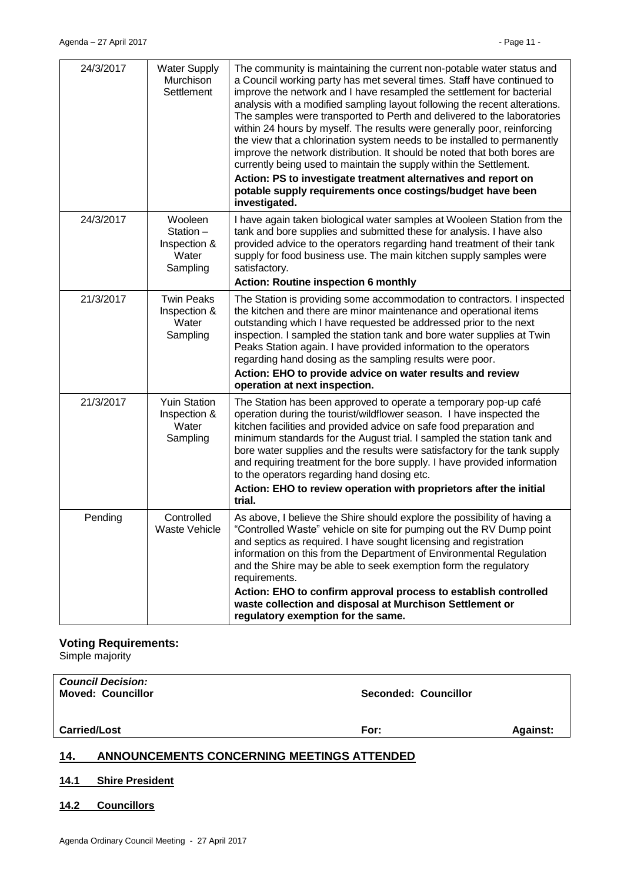| 24/3/2017 | Water Supply Murchison Settlement | The community is maintaining the current non-potable water status and a Council working party has met several times. Staff have continued to improve the network and I have resampled the settlement for bacterial analysis with a modified sampling layout following the recent alterations. The samples were transported to Perth and delivered to the laboratories within 24 hours by myself. The results were generally poor, reinforcing the view that a chlorination system needs to be installed to permanently improve the network distribution. It should be noted that both bores are currently being used to maintain the supply within the Settlement. **Action: PS to investigate treatment alternatives and report on potable supply requirements once costings/budget have been investigated.** |
|---|---|---|
| 24/3/2017 | Wooleen Station – Inspection & Water Sampling | I have again taken biological water samples at Wooleen Station from the tank and bore supplies and submitted these for analysis. I have also provided advice to the operators regarding hand treatment of their tank supply for food business use. The main kitchen supply samples were satisfactory. **Action: Routine inspection 6 monthly** |
| 21/3/2017 | Twin Peaks Inspection & Water Sampling | The Station is providing some accommodation to contractors. I inspected the kitchen and there are minor maintenance and operational items outstanding which I have requested be addressed prior to the next inspection. I sampled the station tank and bore water supplies at Twin Peaks Station again. I have provided information to the operators regarding hand dosing as the sampling results were poor. **Action: EHO to provide advice on water results and review operation at next inspection.** |
| 21/3/2017 | Yuin Station Inspection & Water Sampling | The Station has been approved to operate a temporary pop-up café operation during the tourist/wildflower season. I have inspected the kitchen facilities and provided advice on safe food preparation and minimum standards for the August trial. I sampled the station tank and bore water supplies and the results were satisfactory for the tank supply and requiring treatment for the bore supply. I have provided information to the operators regarding hand dosing etc. **Action: EHO to review operation with proprietors after the initial trial.** |
| Pending | Controlled Waste Vehicle | As above, I believe the Shire should explore the possibility of having a "Controlled Waste" vehicle on site for pumping out the RV Dump point and septics as required. I have sought licensing and registration information on this from the Department of Environmental Regulation and the Shire may be able to seek exemption form the regulatory requirements. **Action: EHO to confirm approval process to establish controlled waste collection and disposal at Murchison Settlement or regulatory exemption for the same.** |

**Voting Requirements:**
Simple majority

| ***Council Decision:*** **Moved: Councillor** | **Seconded: Councillor** | |
|---|---|---|
| **Carried/Lost** | **For:** | **Against:** |

## 14. ANNOUNCEMENTS CONCERNING MEETINGS ATTENDED

### 14.1 Shire President

### 14.2 Councillors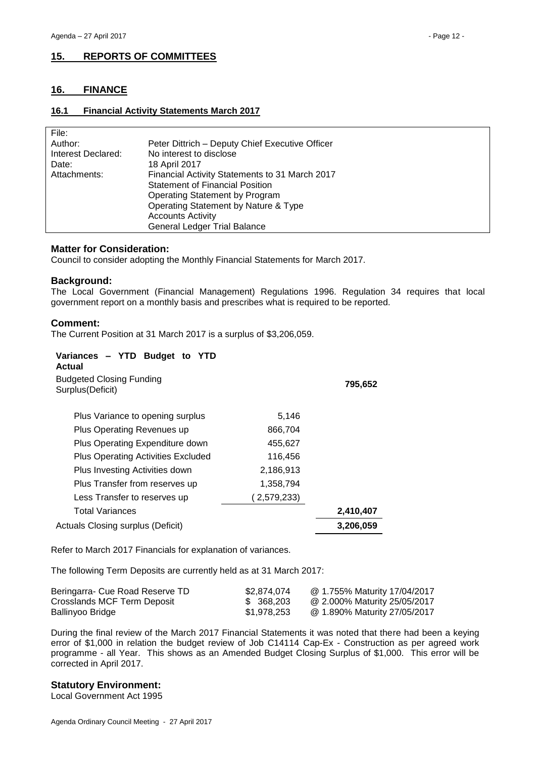## 15. REPORTS OF COMMITTEES

## 16. FINANCE

### 16.1 Financial Activity Statements March 2017

| | |
|---|---|
| File: | |
| Author: | Peter Dittrich – Deputy Chief Executive Officer |
| Interest Declared: | No interest to disclose |
| Date: | 18 April 2017 |
| Attachments: | Financial Activity Statements to 31 March 2017<br>Statement of Financial Position<br>Operating Statement by Program<br>Operating Statement by Nature & Type<br>Accounts Activity<br>General Ledger Trial Balance |

#### Matter for Consideration:

Council to consider adopting the Monthly Financial Statements for March 2017.

#### Background:

The Local Government (Financial Management) Regulations 1996. Regulation 34 requires that local government report on a monthly basis and prescribes what is required to be reported.

#### Comment:

The Current Position at 31 March 2017 is a surplus of $3,206,059.

| **Variances – YTD Budget to YTD Actual** | | |
|---|---|---|
| Budgeted Closing Funding Surplus(Deficit) | | **795,652** |
| Plus Variance to opening surplus | 5,146 | |
| Plus Operating Revenues up | 866,704 | |
| Plus Operating Expenditure down | 455,627 | |
| Plus Operating Activities Excluded | 116,456 | |
| Plus Investing Activities down | 2,186,913 | |
| Plus Transfer from reserves up | 1,358,794 | |
| Less Transfer to reserves up | ( 2,579,233) | |
| Total Variances | | **2,410,407** |
| Actuals Closing surplus (Deficit) | | **3,206,059** |

Refer to March 2017 Financials for explanation of variances.

The following Term Deposits are currently held as at 31 March 2017:

| | | |
|---|---|---|
| Beringarra- Cue Road Reserve TD | $2,874,074 | @ 1.755% Maturity 17/04/2017 |
| Crosslands MCF Term Deposit | $ 368,203 | @ 2.000% Maturity 25/05/2017 |
| Ballinyoo Bridge | $1,978,253 | @ 1.890% Maturity 27/05/2017 |

During the final review of the March 2017 Financial Statements it was noted that there had been a keying error of $1,000 in relation the budget review of Job C14114 Cap-Ex - Construction as per agreed work programme - all Year. This shows as an Amended Budget Closing Surplus of $1,000. This error will be corrected in April 2017.

#### Statutory Environment:

Local Government Act 1995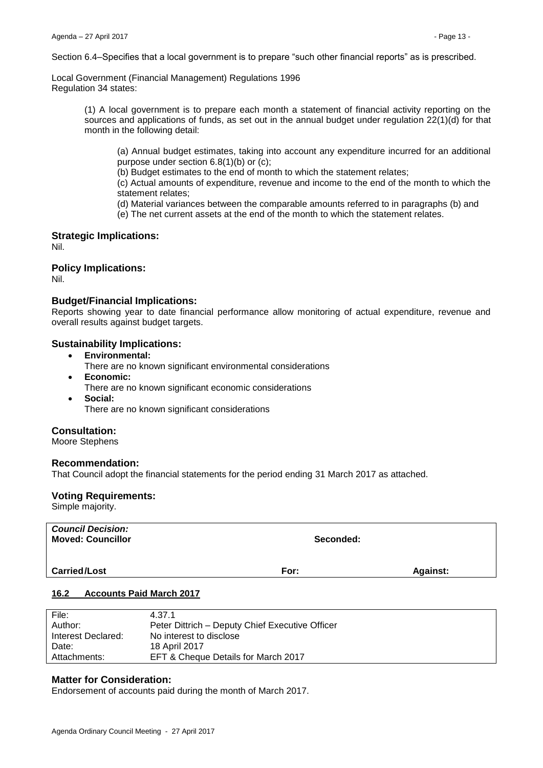Section 6.4–Specifies that a local government is to prepare "such other financial reports" as is prescribed.

Local Government (Financial Management) Regulations 1996
Regulation 34 states:

> (1) A local government is to prepare each month a statement of financial activity reporting on the sources and applications of funds, as set out in the annual budget under regulation 22(1)(d) for that month in the following detail:
>
> > (a) Annual budget estimates, taking into account any expenditure incurred for an additional purpose under section 6.8(1)(b) or (c);
> > (b) Budget estimates to the end of month to which the statement relates;
> > (c) Actual amounts of expenditure, revenue and income to the end of the month to which the statement relates;
> > (d) Material variances between the comparable amounts referred to in paragraphs (b) and
> > (e) The net current assets at the end of the month to which the statement relates.

### Strategic Implications:

Nil.

### Policy Implications:

Nil.

### Budget/Financial Implications:

Reports showing year to date financial performance allow monitoring of actual expenditure, revenue and overall results against budget targets.

### Sustainability Implications:

- **Environmental:**
  There are no known significant environmental considerations
- **Economic:**
  There are no known significant economic considerations
- **Social:**
  There are no known significant considerations

### Consultation:

Moore Stephens

### Recommendation:

That Council adopt the financial statements for the period ending 31 March 2017 as attached.

### Voting Requirements:

Simple majority.

| ***Council Decision:*** **Moved: Councillor** | **Seconded:** | |
|---|---|---|
| **Carried/Lost** | **For:** | **Against:** |

## 16.2 Accounts Paid March 2017

| | |
|---|---|
| File: | 4.37.1 |
| Author: | Peter Dittrich – Deputy Chief Executive Officer |
| Interest Declared: | No interest to disclose |
| Date: | 18 April 2017 |
| Attachments: | EFT & Cheque Details for March 2017 |

### Matter for Consideration:

Endorsement of accounts paid during the month of March 2017.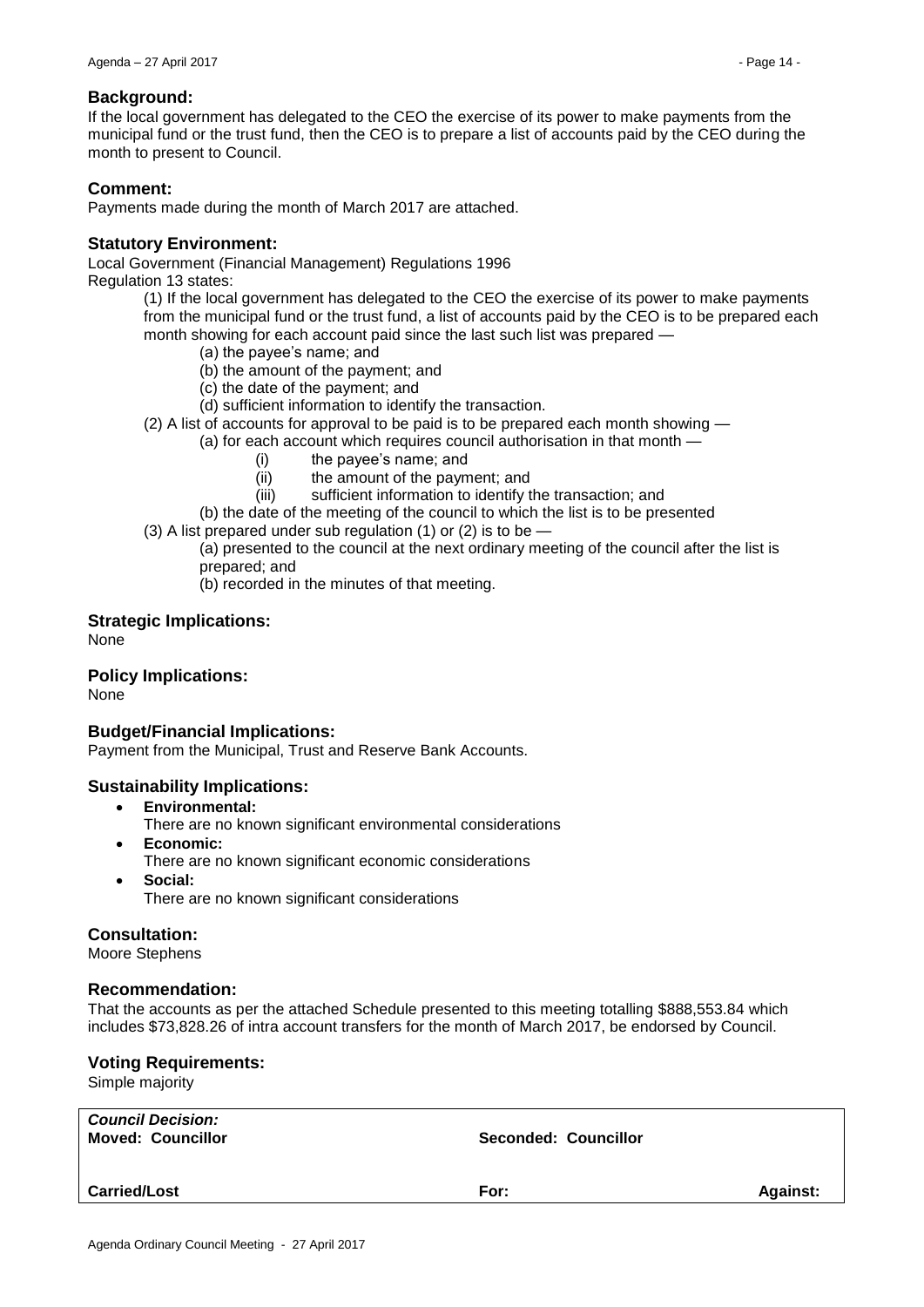### Background:

If the local government has delegated to the CEO the exercise of its power to make payments from the municipal fund or the trust fund, then the CEO is to prepare a list of accounts paid by the CEO during the month to present to Council.

### Comment:

Payments made during the month of March 2017 are attached.

### Statutory Environment:

Local Government (Financial Management) Regulations 1996

Regulation 13 states:

(1) If the local government has delegated to the CEO the exercise of its power to make payments from the municipal fund or the trust fund, a list of accounts paid by the CEO is to be prepared each month showing for each account paid since the last such list was prepared —

- (a) the payee's name; and
- (b) the amount of the payment; and
- (c) the date of the payment; and
- (d) sufficient information to identify the transaction.

(2) A list of accounts for approval to be paid is to be prepared each month showing —

- (a) for each account which requires council authorisation in that month —
  - (i) the payee's name; and
  - (ii) the amount of the payment; and
  - (iii) sufficient information to identify the transaction; and
- (b) the date of the meeting of the council to which the list is to be presented

(3) A list prepared under sub regulation (1) or (2) is to be —

- (a) presented to the council at the next ordinary meeting of the council after the list is prepared; and
- (b) recorded in the minutes of that meeting.

### Strategic Implications:

None

### Policy Implications:

None

### Budget/Financial Implications:

Payment from the Municipal, Trust and Reserve Bank Accounts.

### Sustainability Implications:

- **Environmental:**
  There are no known significant environmental considerations
- **Economic:**
  There are no known significant economic considerations
- **Social:**
  There are no known significant considerations

### Consultation:

Moore Stephens

### Recommendation:

That the accounts as per the attached Schedule presented to this meeting totalling $888,553.84 which includes $73,828.26 of intra account transfers for the month of March 2017, be endorsed by Council.

### Voting Requirements:

Simple majority

| ***Council Decision:*** **Moved: Councillor** | **Seconded: Councillor** | |
|---|---|---|
| **Carried/Lost** | **For:** | **Against:** |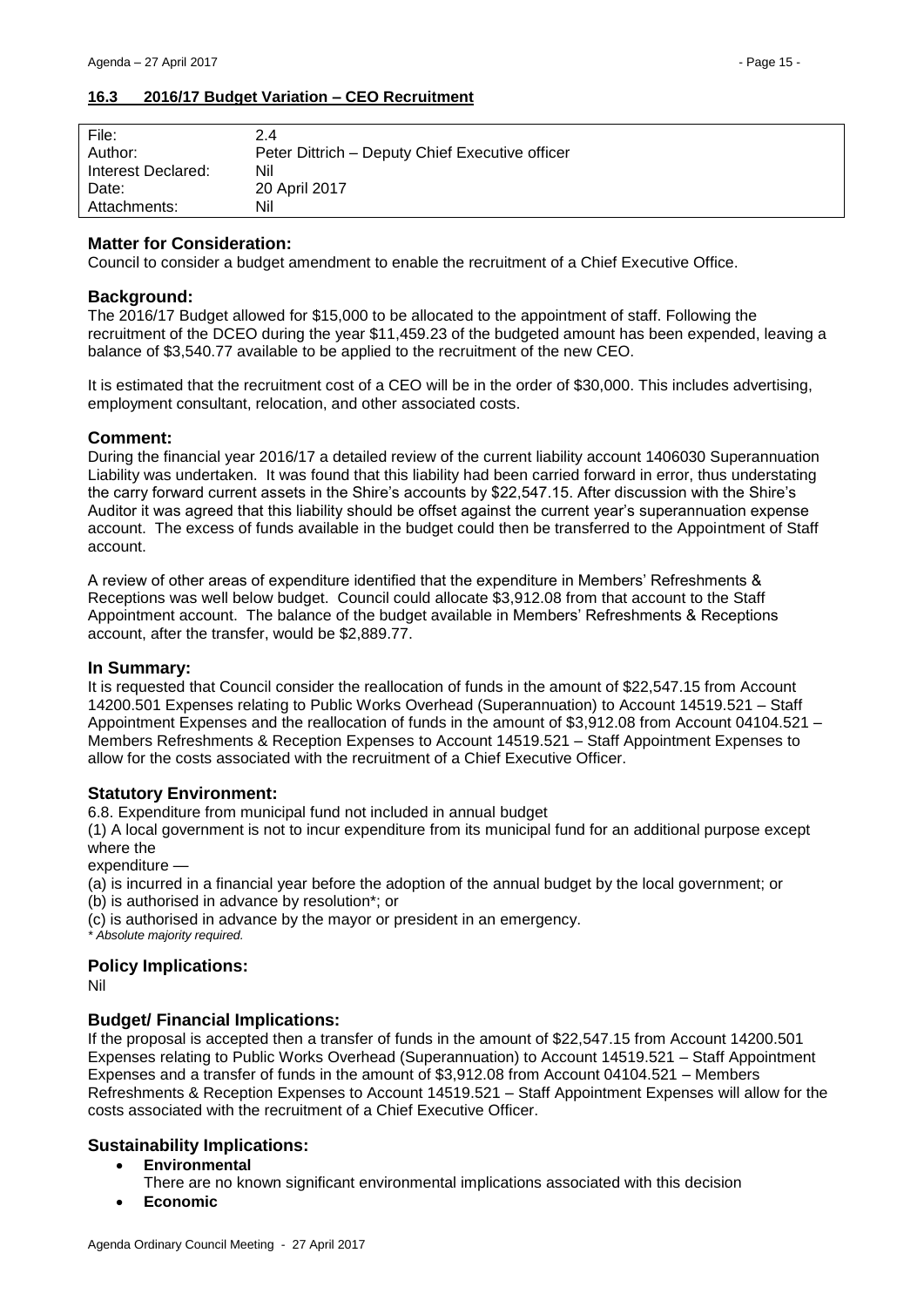## 16.3 2016/17 Budget Variation – CEO Recruitment

| | |
|---|---|
| File: | 2.4 |
| Author: | Peter Dittrich – Deputy Chief Executive officer |
| Interest Declared: | Nil |
| Date: | 20 April 2017 |
| Attachments: | Nil |

### Matter for Consideration:

Council to consider a budget amendment to enable the recruitment of a Chief Executive Office.

### Background:

The 2016/17 Budget allowed for $15,000 to be allocated to the appointment of staff. Following the recruitment of the DCEO during the year $11,459.23 of the budgeted amount has been expended, leaving a balance of $3,540.77 available to be applied to the recruitment of the new CEO.

It is estimated that the recruitment cost of a CEO will be in the order of $30,000. This includes advertising, employment consultant, relocation, and other associated costs.

### Comment:

During the financial year 2016/17 a detailed review of the current liability account 1406030 Superannuation Liability was undertaken. It was found that this liability had been carried forward in error, thus understating the carry forward current assets in the Shire's accounts by $22,547.15. After discussion with the Shire's Auditor it was agreed that this liability should be offset against the current year's superannuation expense account. The excess of funds available in the budget could then be transferred to the Appointment of Staff account.

A review of other areas of expenditure identified that the expenditure in Members' Refreshments & Receptions was well below budget. Council could allocate $3,912.08 from that account to the Staff Appointment account. The balance of the budget available in Members' Refreshments & Receptions account, after the transfer, would be $2,889.77.

### In Summary:

It is requested that Council consider the reallocation of funds in the amount of $22,547.15 from Account 14200.501 Expenses relating to Public Works Overhead (Superannuation) to Account 14519.521 – Staff Appointment Expenses and the reallocation of funds in the amount of $3,912.08 from Account 04104.521 – Members Refreshments & Reception Expenses to Account 14519.521 – Staff Appointment Expenses to allow for the costs associated with the recruitment of a Chief Executive Officer.

### Statutory Environment:

6.8. Expenditure from municipal fund not included in annual budget

(1) A local government is not to incur expenditure from its municipal fund for an additional purpose except where the

expenditure —

(a) is incurred in a financial year before the adoption of the annual budget by the local government; or

(b) is authorised in advance by resolution*; or

(c) is authorised in advance by the mayor or president in an emergency.

*\* Absolute majority required.*

### Policy Implications:

Nil

### Budget/ Financial Implications:

If the proposal is accepted then a transfer of funds in the amount of $22,547.15 from Account 14200.501 Expenses relating to Public Works Overhead (Superannuation) to Account 14519.521 – Staff Appointment Expenses and a transfer of funds in the amount of $3,912.08 from Account 04104.521 – Members Refreshments & Reception Expenses to Account 14519.521 – Staff Appointment Expenses will allow for the costs associated with the recruitment of a Chief Executive Officer.

### Sustainability Implications:

- **Environmental**
  There are no known significant environmental implications associated with this decision
- **Economic**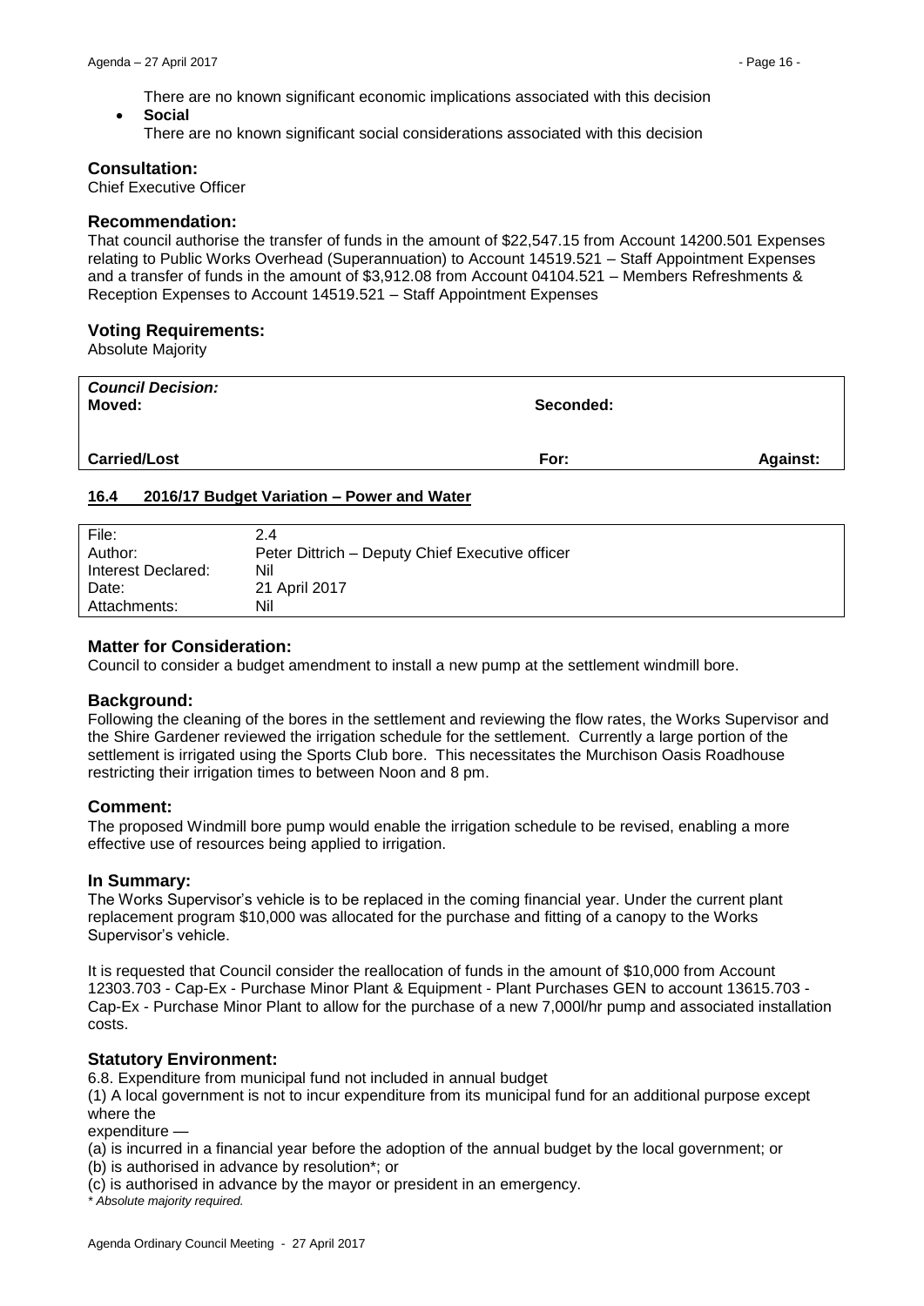There are no known significant economic implications associated with this decision

- **Social**
  There are no known significant social considerations associated with this decision

### Consultation:

Chief Executive Officer

### Recommendation:

That council authorise the transfer of funds in the amount of $22,547.15 from Account 14200.501 Expenses relating to Public Works Overhead (Superannuation) to Account 14519.521 – Staff Appointment Expenses and a transfer of funds in the amount of $3,912.08 from Account 04104.521 – Members Refreshments & Reception Expenses to Account 14519.521 – Staff Appointment Expenses

### Voting Requirements:

Absolute Majority

| ***Council Decision:*** **Moved:** | **Seconded:** | |
|---|---|---|
| **Carried/Lost** | **For:** | **Against:** |

## 16.4 2016/17 Budget Variation – Power and Water

| File: | 2.4 |
|---|---|
| Author: | Peter Dittrich – Deputy Chief Executive officer |
| Interest Declared: | Nil |
| Date: | 21 April 2017 |
| Attachments: | Nil |

### Matter for Consideration:

Council to consider a budget amendment to install a new pump at the settlement windmill bore.

### Background:

Following the cleaning of the bores in the settlement and reviewing the flow rates, the Works Supervisor and the Shire Gardener reviewed the irrigation schedule for the settlement. Currently a large portion of the settlement is irrigated using the Sports Club bore. This necessitates the Murchison Oasis Roadhouse restricting their irrigation times to between Noon and 8 pm.

### Comment:

The proposed Windmill bore pump would enable the irrigation schedule to be revised, enabling a more effective use of resources being applied to irrigation.

### In Summary:

The Works Supervisor's vehicle is to be replaced in the coming financial year. Under the current plant replacement program $10,000 was allocated for the purchase and fitting of a canopy to the Works Supervisor's vehicle.

It is requested that Council consider the reallocation of funds in the amount of $10,000 from Account 12303.703 - Cap-Ex - Purchase Minor Plant & Equipment - Plant Purchases GEN to account 13615.703 - Cap-Ex - Purchase Minor Plant to allow for the purchase of a new 7,000l/hr pump and associated installation costs.

### Statutory Environment:

6.8. Expenditure from municipal fund not included in annual budget

(1) A local government is not to incur expenditure from its municipal fund for an additional purpose except where the expenditure —

(a) is incurred in a financial year before the adoption of the annual budget by the local government; or

(b) is authorised in advance by resolution*; or

(c) is authorised in advance by the mayor or president in an emergency.

*\* Absolute majority required.*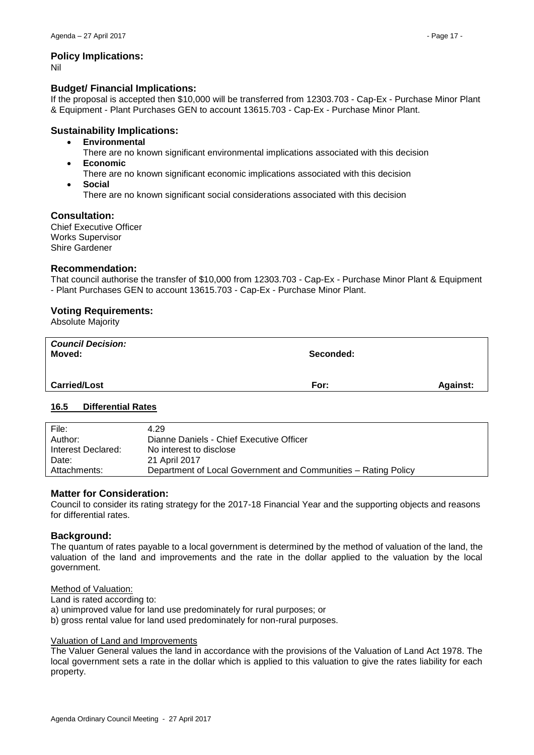### Policy Implications:

Nil

### Budget/ Financial Implications:

If the proposal is accepted then $10,000 will be transferred from 12303.703 - Cap-Ex - Purchase Minor Plant & Equipment - Plant Purchases GEN to account 13615.703 - Cap-Ex - Purchase Minor Plant.

### Sustainability Implications:

- **Environmental**
  There are no known significant environmental implications associated with this decision
- **Economic**
  There are no known significant economic implications associated with this decision
- **Social**
  There are no known significant social considerations associated with this decision

### Consultation:

Chief Executive Officer
Works Supervisor
Shire Gardener

### Recommendation:

That council authorise the transfer of $10,000 from 12303.703 - Cap-Ex - Purchase Minor Plant & Equipment - Plant Purchases GEN to account 13615.703 - Cap-Ex - Purchase Minor Plant.

### Voting Requirements:

Absolute Majority

| *Council Decision:* **Moved:** | **Seconded:** | |
|---|---|---|
| **Carried/Lost** | **For:** | **Against:** |

## 16.5 Differential Rates

| | |
|---|---|
| File: | 4.29 |
| Author: | Dianne Daniels - Chief Executive Officer |
| Interest Declared: | No interest to disclose |
| Date: | 21 April 2017 |
| Attachments: | Department of Local Government and Communities – Rating Policy |

### Matter for Consideration:

Council to consider its rating strategy for the 2017-18 Financial Year and the supporting objects and reasons for differential rates.

### Background:

The quantum of rates payable to a local government is determined by the method of valuation of the land, the valuation of the land and improvements and the rate in the dollar applied to the valuation by the local government.

Method of Valuation:

Land is rated according to:
a) unimproved value for land use predominately for rural purposes; or
b) gross rental value for land used predominately for non-rural purposes.

Valuation of Land and Improvements

The Valuer General values the land in accordance with the provisions of the Valuation of Land Act 1978. The local government sets a rate in the dollar which is applied to this valuation to give the rates liability for each property.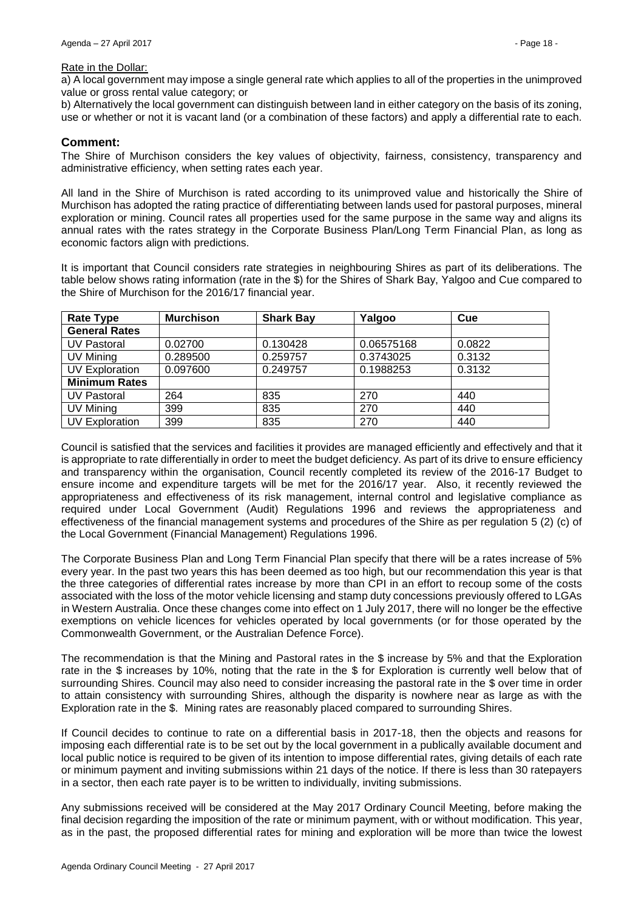Rate in the Dollar:

a) A local government may impose a single general rate which applies to all of the properties in the unimproved value or gross rental value category; or

b) Alternatively the local government can distinguish between land in either category on the basis of its zoning, use or whether or not it is vacant land (or a combination of these factors) and apply a differential rate to each.

## Comment:

The Shire of Murchison considers the key values of objectivity, fairness, consistency, transparency and administrative efficiency, when setting rates each year.

All land in the Shire of Murchison is rated according to its unimproved value and historically the Shire of Murchison has adopted the rating practice of differentiating between lands used for pastoral purposes, mineral exploration or mining. Council rates all properties used for the same purpose in the same way and aligns its annual rates with the rates strategy in the Corporate Business Plan/Long Term Financial Plan, as long as economic factors align with predictions.

It is important that Council considers rate strategies in neighbouring Shires as part of its deliberations. The table below shows rating information (rate in the $) for the Shires of Shark Bay, Yalgoo and Cue compared to the Shire of Murchison for the 2016/17 financial year.

| Rate Type | Murchison | Shark Bay | Yalgoo | Cue |
|---|---|---|---|---|
| **General Rates** | | | | |
| UV Pastoral | 0.02700 | 0.130428 | 0.06575168 | 0.0822 |
| UV Mining | 0.289500 | 0.259757 | 0.3743025 | 0.3132 |
| UV Exploration | 0.097600 | 0.249757 | 0.1988253 | 0.3132 |
| **Minimum Rates** | | | | |
| UV Pastoral | 264 | 835 | 270 | 440 |
| UV Mining | 399 | 835 | 270 | 440 |
| UV Exploration | 399 | 835 | 270 | 440 |

Council is satisfied that the services and facilities it provides are managed efficiently and effectively and that it is appropriate to rate differentially in order to meet the budget deficiency. As part of its drive to ensure efficiency and transparency within the organisation, Council recently completed its review of the 2016-17 Budget to ensure income and expenditure targets will be met for the 2016/17 year. Also, it recently reviewed the appropriateness and effectiveness of its risk management, internal control and legislative compliance as required under Local Government (Audit) Regulations 1996 and reviews the appropriateness and effectiveness of the financial management systems and procedures of the Shire as per regulation 5 (2) (c) of the Local Government (Financial Management) Regulations 1996.

The Corporate Business Plan and Long Term Financial Plan specify that there will be a rates increase of 5% every year. In the past two years this has been deemed as too high, but our recommendation this year is that the three categories of differential rates increase by more than CPI in an effort to recoup some of the costs associated with the loss of the motor vehicle licensing and stamp duty concessions previously offered to LGAs in Western Australia. Once these changes come into effect on 1 July 2017, there will no longer be the effective exemptions on vehicle licences for vehicles operated by local governments (or for those operated by the Commonwealth Government, or the Australian Defence Force).

The recommendation is that the Mining and Pastoral rates in the $ increase by 5% and that the Exploration rate in the $ increases by 10%, noting that the rate in the $ for Exploration is currently well below that of surrounding Shires. Council may also need to consider increasing the pastoral rate in the $ over time in order to attain consistency with surrounding Shires, although the disparity is nowhere near as large as with the Exploration rate in the $. Mining rates are reasonably placed compared to surrounding Shires.

If Council decides to continue to rate on a differential basis in 2017-18, then the objects and reasons for imposing each differential rate is to be set out by the local government in a publically available document and local public notice is required to be given of its intention to impose differential rates, giving details of each rate or minimum payment and inviting submissions within 21 days of the notice. If there is less than 30 ratepayers in a sector, then each rate payer is to be written to individually, inviting submissions.

Any submissions received will be considered at the May 2017 Ordinary Council Meeting, before making the final decision regarding the imposition of the rate or minimum payment, with or without modification. This year, as in the past, the proposed differential rates for mining and exploration will be more than twice the lowest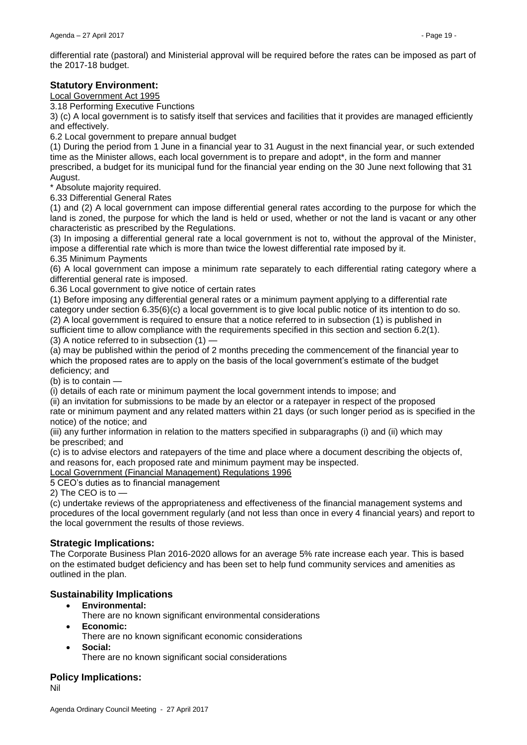differential rate (pastoral) and Ministerial approval will be required before the rates can be imposed as part of the 2017-18 budget.

## Statutory Environment:

Local Government Act 1995

3.18 Performing Executive Functions

3) (c) A local government is to satisfy itself that services and facilities that it provides are managed efficiently and effectively.

6.2 Local government to prepare annual budget

(1) During the period from 1 June in a financial year to 31 August in the next financial year, or such extended time as the Minister allows, each local government is to prepare and adopt*, in the form and manner prescribed, a budget for its municipal fund for the financial year ending on the 30 June next following that 31 August.

* Absolute majority required.

6.33 Differential General Rates

(1) and (2) A local government can impose differential general rates according to the purpose for which the land is zoned, the purpose for which the land is held or used, whether or not the land is vacant or any other characteristic as prescribed by the Regulations.

(3) In imposing a differential general rate a local government is not to, without the approval of the Minister, impose a differential rate which is more than twice the lowest differential rate imposed by it.

6.35 Minimum Payments

(6) A local government can impose a minimum rate separately to each differential rating category where a differential general rate is imposed.

6.36 Local government to give notice of certain rates

(1) Before imposing any differential general rates or a minimum payment applying to a differential rate category under section 6.35(6)(c) a local government is to give local public notice of its intention to do so.

(2) A local government is required to ensure that a notice referred to in subsection (1) is published in sufficient time to allow compliance with the requirements specified in this section and section 6.2(1).

(3) A notice referred to in subsection (1) —

(a) may be published within the period of 2 months preceding the commencement of the financial year to which the proposed rates are to apply on the basis of the local government's estimate of the budget deficiency; and

(b) is to contain —

(i) details of each rate or minimum payment the local government intends to impose; and

(ii) an invitation for submissions to be made by an elector or a ratepayer in respect of the proposed rate or minimum payment and any related matters within 21 days (or such longer period as is specified in the notice) of the notice; and

(iii) any further information in relation to the matters specified in subparagraphs (i) and (ii) which may be prescribed; and

(c) is to advise electors and ratepayers of the time and place where a document describing the objects of, and reasons for, each proposed rate and minimum payment may be inspected.

Local Government (Financial Management) Regulations 1996

5 CEO's duties as to financial management

2) The CEO is to —

(c) undertake reviews of the appropriateness and effectiveness of the financial management systems and procedures of the local government regularly (and not less than once in every 4 financial years) and report to the local government the results of those reviews.

## Strategic Implications:

The Corporate Business Plan 2016-2020 allows for an average 5% rate increase each year. This is based on the estimated budget deficiency and has been set to help fund community services and amenities as outlined in the plan.

## Sustainability Implications

- **Environmental:**
  There are no known significant environmental considerations
- **Economic:**
  There are no known significant economic considerations
- **Social:**
  There are no known significant social considerations

## Policy Implications:

Nil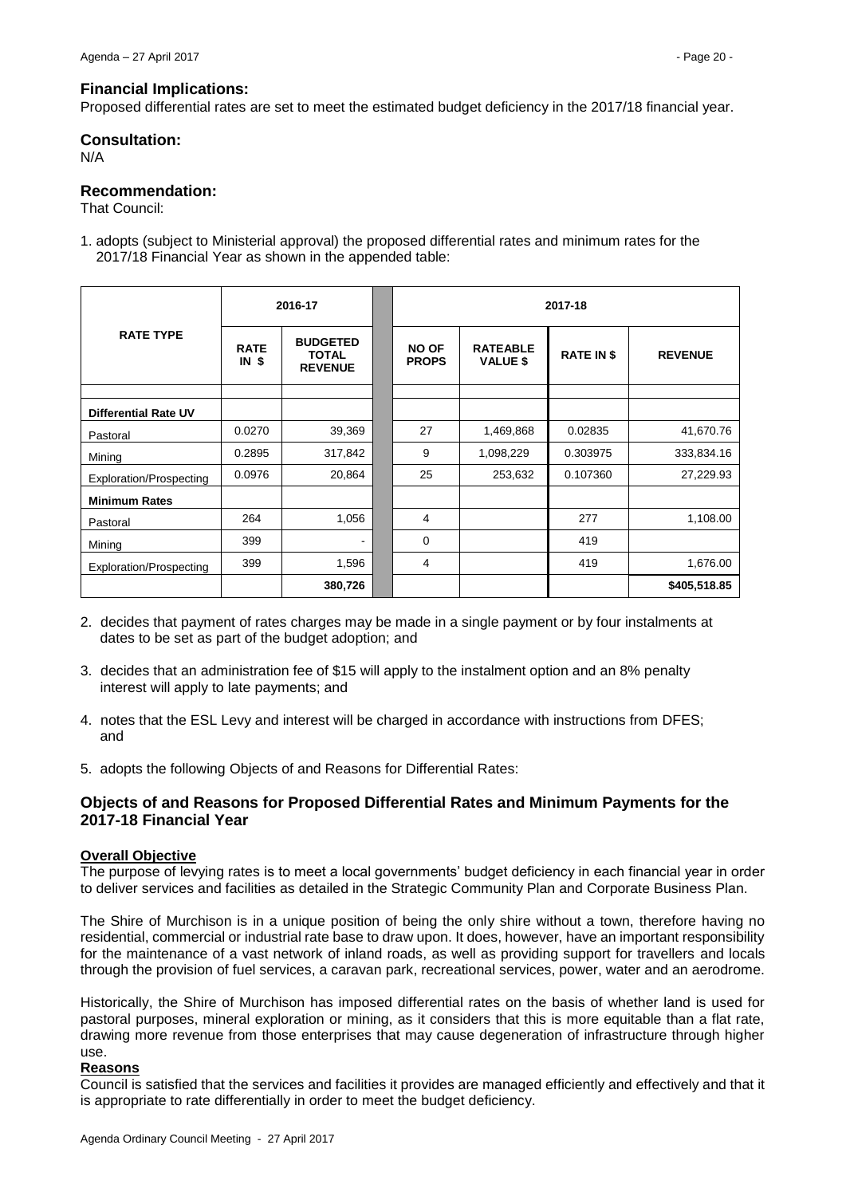## Financial Implications:

Proposed differential rates are set to meet the estimated budget deficiency in the 2017/18 financial year.

## Consultation:

N/A

## Recommendation:

That Council:

1. adopts (subject to Ministerial approval) the proposed differential rates and minimum rates for the 2017/18 Financial Year as shown in the appended table:

| RATE TYPE | 2016-17 | | | 2017-18 | | | |
|---|---|---|---|---|---|---|---|
| | **RATE IN $** | **BUDGETED TOTAL REVENUE** | | **NO OF PROPS** | **RATEABLE VALUE $** | **RATE IN $** | **REVENUE** |
| | | | | | | | |
| **Differential Rate UV** | | | | | | | |
| Pastoral | 0.0270 | 39,369 | | 27 | 1,469,868 | 0.02835 | 41,670.76 |
| Mining | 0.2895 | 317,842 | | 9 | 1,098,229 | 0.303975 | 333,834.16 |
| Exploration/Prospecting | 0.0976 | 20,864 | | 25 | 253,632 | 0.107360 | 27,229.93 |
| **Minimum Rates** | | | | | | | |
| Pastoral | 264 | 1,056 | | 4 | | 277 | 1,108.00 |
| Mining | 399 | - | | 0 | | 419 | |
| Exploration/Prospecting | 399 | 1,596 | | 4 | | 419 | 1,676.00 |
| | | **380,726** | | | | | **$405,518.85** |

2. decides that payment of rates charges may be made in a single payment or by four instalments at dates to be set as part of the budget adoption; and

3. decides that an administration fee of $15 will apply to the instalment option and an 8% penalty interest will apply to late payments; and

4. notes that the ESL Levy and interest will be charged in accordance with instructions from DFES; and

5. adopts the following Objects of and Reasons for Differential Rates:

## Objects of and Reasons for Proposed Differential Rates and Minimum Payments for the 2017-18 Financial Year

**Overall Objective**

The purpose of levying rates is to meet a local governments' budget deficiency in each financial year in order to deliver services and facilities as detailed in the Strategic Community Plan and Corporate Business Plan.

The Shire of Murchison is in a unique position of being the only shire without a town, therefore having no residential, commercial or industrial rate base to draw upon. It does, however, have an important responsibility for the maintenance of a vast network of inland roads, as well as providing support for travellers and locals through the provision of fuel services, a caravan park, recreational services, power, water and an aerodrome.

Historically, the Shire of Murchison has imposed differential rates on the basis of whether land is used for pastoral purposes, mineral exploration or mining, as it considers that this is more equitable than a flat rate, drawing more revenue from those enterprises that may cause degeneration of infrastructure through higher use.

**Reasons**

Council is satisfied that the services and facilities it provides are managed efficiently and effectively and that it is appropriate to rate differentially in order to meet the budget deficiency.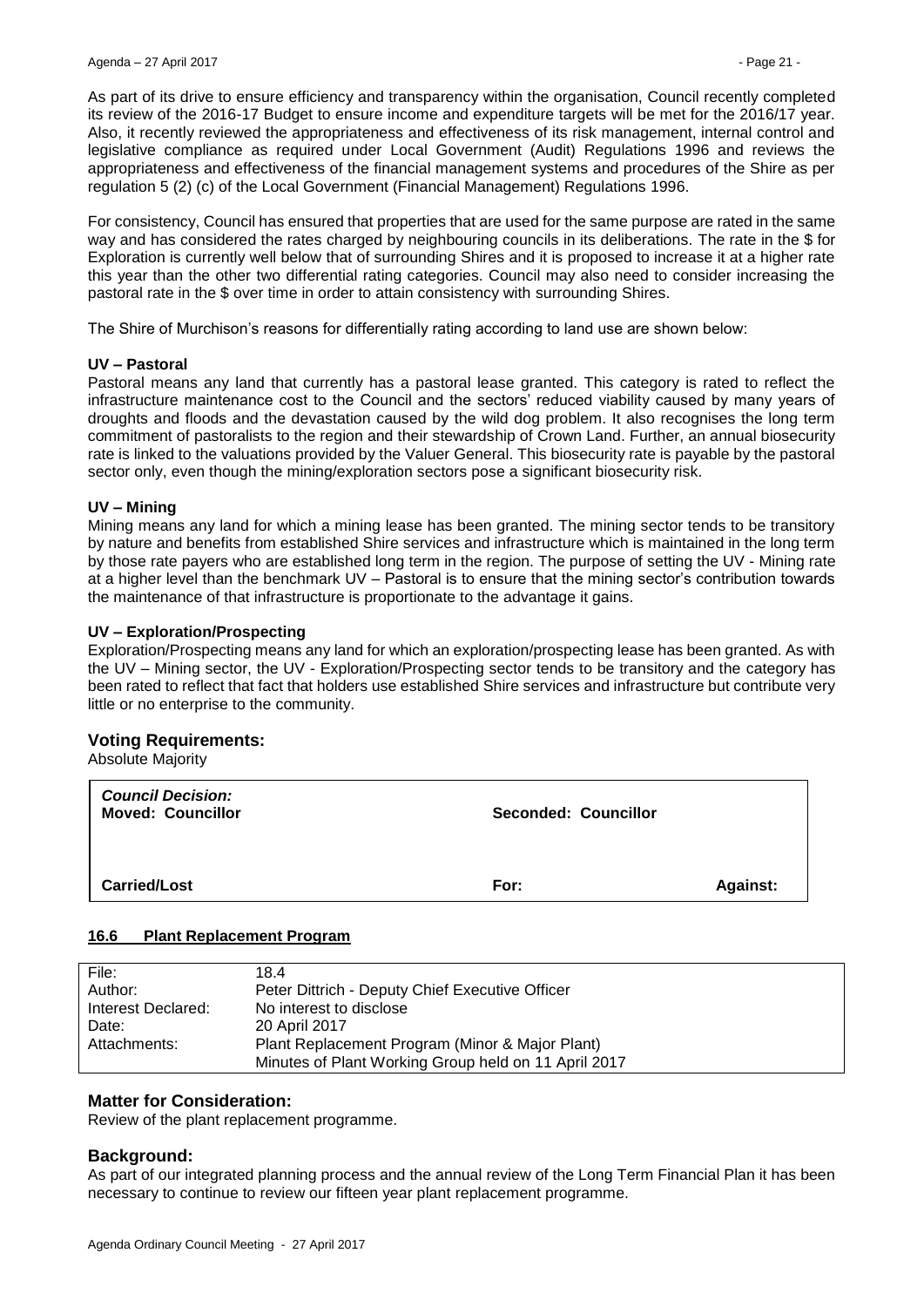As part of its drive to ensure efficiency and transparency within the organisation, Council recently completed its review of the 2016-17 Budget to ensure income and expenditure targets will be met for the 2016/17 year. Also, it recently reviewed the appropriateness and effectiveness of its risk management, internal control and legislative compliance as required under Local Government (Audit) Regulations 1996 and reviews the appropriateness and effectiveness of the financial management systems and procedures of the Shire as per regulation 5 (2) (c) of the Local Government (Financial Management) Regulations 1996.

For consistency, Council has ensured that properties that are used for the same purpose are rated in the same way and has considered the rates charged by neighbouring councils in its deliberations. The rate in the $ for Exploration is currently well below that of surrounding Shires and it is proposed to increase it at a higher rate this year than the other two differential rating categories. Council may also need to consider increasing the pastoral rate in the $ over time in order to attain consistency with surrounding Shires.

The Shire of Murchison's reasons for differentially rating according to land use are shown below:

**UV – Pastoral**

Pastoral means any land that currently has a pastoral lease granted. This category is rated to reflect the infrastructure maintenance cost to the Council and the sectors' reduced viability caused by many years of droughts and floods and the devastation caused by the wild dog problem. It also recognises the long term commitment of pastoralists to the region and their stewardship of Crown Land. Further, an annual biosecurity rate is linked to the valuations provided by the Valuer General. This biosecurity rate is payable by the pastoral sector only, even though the mining/exploration sectors pose a significant biosecurity risk.

**UV – Mining**

Mining means any land for which a mining lease has been granted. The mining sector tends to be transitory by nature and benefits from established Shire services and infrastructure which is maintained in the long term by those rate payers who are established long term in the region. The purpose of setting the UV - Mining rate at a higher level than the benchmark UV – Pastoral is to ensure that the mining sector's contribution towards the maintenance of that infrastructure is proportionate to the advantage it gains.

**UV – Exploration/Prospecting**

Exploration/Prospecting means any land for which an exploration/prospecting lease has been granted. As with the UV – Mining sector, the UV - Exploration/Prospecting sector tends to be transitory and the category has been rated to reflect that fact that holders use established Shire services and infrastructure but contribute very little or no enterprise to the community.

## Voting Requirements:

Absolute Majority

| ***Council Decision:*** **Moved: Councillor** | **Seconded: Councillor** | |
|---|---|---|
| **Carried/Lost** | **For:** | **Against:** |

### 16.6 Plant Replacement Program

| File: | 18.4 |
|---|---|
| Author: | Peter Dittrich - Deputy Chief Executive Officer |
| Interest Declared: | No interest to disclose |
| Date: | 20 April 2017 |
| Attachments: | Plant Replacement Program (Minor & Major Plant)<br>Minutes of Plant Working Group held on 11 April 2017 |

## Matter for Consideration:

Review of the plant replacement programme.

## Background:

As part of our integrated planning process and the annual review of the Long Term Financial Plan it has been necessary to continue to review our fifteen year plant replacement programme.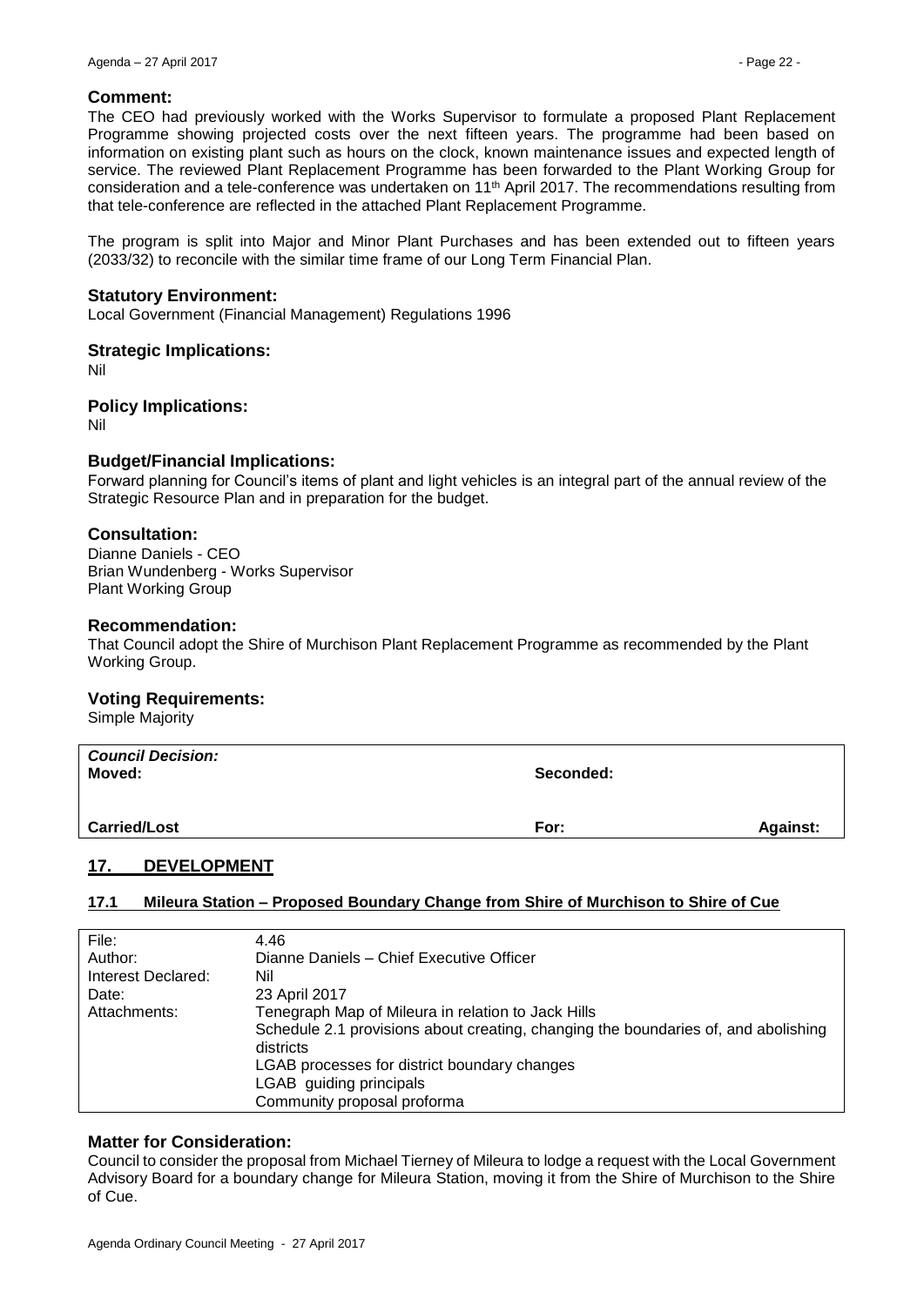### Comment:

The CEO had previously worked with the Works Supervisor to formulate a proposed Plant Replacement Programme showing projected costs over the next fifteen years. The programme had been based on information on existing plant such as hours on the clock, known maintenance issues and expected length of service. The reviewed Plant Replacement Programme has been forwarded to the Plant Working Group for consideration and a tele-conference was undertaken on 11th April 2017. The recommendations resulting from that tele-conference are reflected in the attached Plant Replacement Programme.

The program is split into Major and Minor Plant Purchases and has been extended out to fifteen years (2033/32) to reconcile with the similar time frame of our Long Term Financial Plan.

### Statutory Environment:

Local Government (Financial Management) Regulations 1996

### Strategic Implications:

Nil

### Policy Implications:

Nil

### Budget/Financial Implications:

Forward planning for Council's items of plant and light vehicles is an integral part of the annual review of the Strategic Resource Plan and in preparation for the budget.

### Consultation:

Dianne Daniels - CEO
Brian Wundenberg - Works Supervisor
Plant Working Group

### Recommendation:

That Council adopt the Shire of Murchison Plant Replacement Programme as recommended by the Plant Working Group.

### Voting Requirements:

Simple Majority

| *Council Decision:* **Moved:** | **Seconded:** | |
|---|---|---|
| **Carried/Lost** | **For:** | **Against:** |

## 17. DEVELOPMENT

### 17.1 Mileura Station – Proposed Boundary Change from Shire of Murchison to Shire of Cue

| | |
|---|---|
| File: | 4.46 |
| Author: | Dianne Daniels – Chief Executive Officer |
| Interest Declared: | Nil |
| Date: | 23 April 2017 |
| Attachments: | Tenegraph Map of Mileura in relation to Jack Hills<br>Schedule 2.1 provisions about creating, changing the boundaries of, and abolishing districts<br>LGAB processes for district boundary changes<br>LGAB guiding principals<br>Community proposal proforma |

### Matter for Consideration:

Council to consider the proposal from Michael Tierney of Mileura to lodge a request with the Local Government Advisory Board for a boundary change for Mileura Station, moving it from the Shire of Murchison to the Shire of Cue.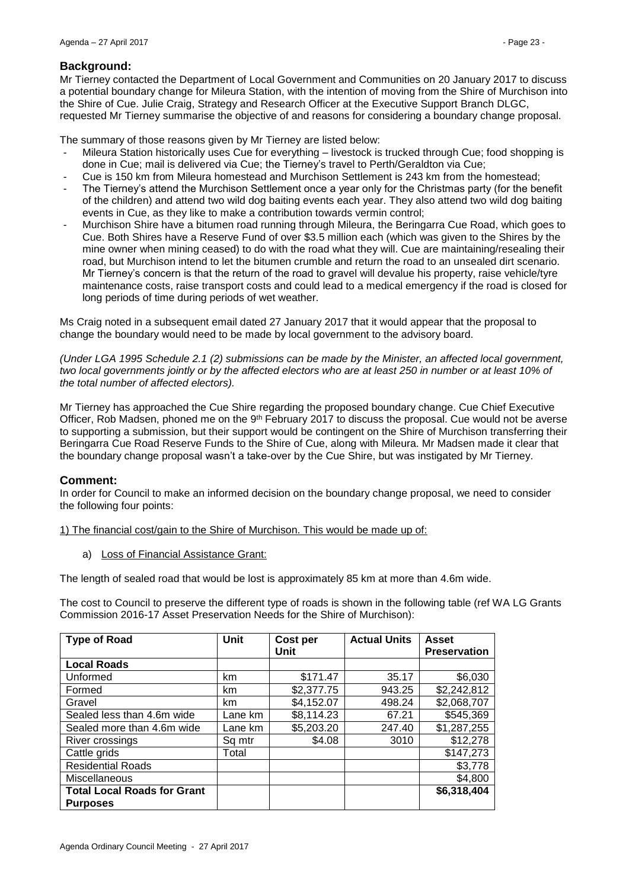## Background:

Mr Tierney contacted the Department of Local Government and Communities on 20 January 2017 to discuss a potential boundary change for Mileura Station, with the intention of moving from the Shire of Murchison into the Shire of Cue. Julie Craig, Strategy and Research Officer at the Executive Support Branch DLGC, requested Mr Tierney summarise the objective of and reasons for considering a boundary change proposal.

The summary of those reasons given by Mr Tierney are listed below:

- Mileura Station historically uses Cue for everything – livestock is trucked through Cue; food shopping is done in Cue; mail is delivered via Cue; the Tierney's travel to Perth/Geraldton via Cue;
- Cue is 150 km from Mileura homestead and Murchison Settlement is 243 km from the homestead;
- The Tierney's attend the Murchison Settlement once a year only for the Christmas party (for the benefit of the children) and attend two wild dog baiting events each year. They also attend two wild dog baiting events in Cue, as they like to make a contribution towards vermin control;
- Murchison Shire have a bitumen road running through Mileura, the Beringarra Cue Road, which goes to Cue. Both Shires have a Reserve Fund of over $3.5 million each (which was given to the Shires by the mine owner when mining ceased) to do with the road what they will. Cue are maintaining/resealing their road, but Murchison intend to let the bitumen crumble and return the road to an unsealed dirt scenario. Mr Tierney's concern is that the return of the road to gravel will devalue his property, raise vehicle/tyre maintenance costs, raise transport costs and could lead to a medical emergency if the road is closed for long periods of time during periods of wet weather.

Ms Craig noted in a subsequent email dated 27 January 2017 that it would appear that the proposal to change the boundary would need to be made by local government to the advisory board.

*(Under LGA 1995 Schedule 2.1 (2) submissions can be made by the Minister, an affected local government, two local governments jointly or by the affected electors who are at least 250 in number or at least 10% of the total number of affected electors).*

Mr Tierney has approached the Cue Shire regarding the proposed boundary change. Cue Chief Executive Officer, Rob Madsen, phoned me on the 9th February 2017 to discuss the proposal. Cue would not be averse to supporting a submission, but their support would be contingent on the Shire of Murchison transferring their Beringarra Cue Road Reserve Funds to the Shire of Cue, along with Mileura. Mr Madsen made it clear that the boundary change proposal wasn't a take-over by the Cue Shire, but was instigated by Mr Tierney.

## Comment:

In order for Council to make an informed decision on the boundary change proposal, we need to consider the following four points:

1) The financial cost/gain to the Shire of Murchison. This would be made up of:

a) Loss of Financial Assistance Grant:

The length of sealed road that would be lost is approximately 85 km at more than 4.6m wide.

The cost to Council to preserve the different type of roads is shown in the following table (ref WA LG Grants Commission 2016-17 Asset Preservation Needs for the Shire of Murchison):

| Type of Road | Unit | Cost per Unit | Actual Units | Asset Preservation |
|---|---|---|---|---|
| **Local Roads** | | | | |
| Unformed | km | $171.47 | 35.17 | $6,030 |
| Formed | km | $2,377.75 | 943.25 | $2,242,812 |
| Gravel | km | $4,152.07 | 498.24 | $2,068,707 |
| Sealed less than 4.6m wide | Lane km | $8,114.23 | 67.21 | $545,369 |
| Sealed more than 4.6m wide | Lane km | $5,203.20 | 247.40 | $1,287,255 |
| River crossings | Sq mtr | $4.08 | 3010 | $12,278 |
| Cattle grids | Total | | | $147,273 |
| Residential Roads | | | | $3,778 |
| Miscellaneous | | | | $4,800 |
| **Total Local Roads for Grant Purposes** | | | | **$6,318,404** |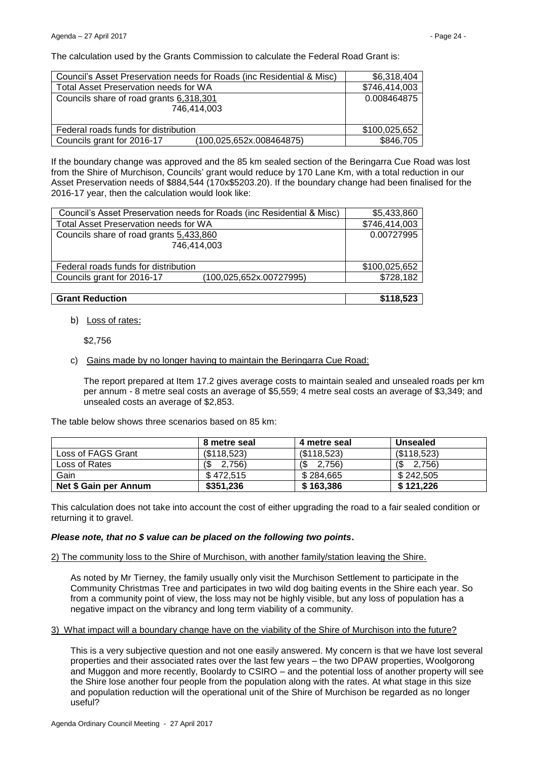The calculation used by the Grants Commission to calculate the Federal Road Grant is:

| | |
|---|---|
| Council's Asset Preservation needs for Roads (inc Residential & Misc) | \$6,318,404 |
| Total Asset Preservation needs for WA | \$746,414,003 |
| Councils share of road grants <u>6,318,301</u><br>746,414,003 | 0.008464875 |
| Federal roads funds for distribution | \$100,025,652 |
| Councils grant for 2016-17 (100,025,652x.008464875) | \$846,705 |

If the boundary change was approved and the 85 km sealed section of the Beringarra Cue Road was lost from the Shire of Murchison, Councils' grant would reduce by 170 Lane Km, with a total reduction in our Asset Preservation needs of \$884,544 (170x\$5203.20). If the boundary change had been finalised for the 2016-17 year, then the calculation would look like:

| | |
|---|---|
| Council's Asset Preservation needs for Roads (inc Residential & Misc) | \$5,433,860 |
| Total Asset Preservation needs for WA | \$746,414,003 |
| Councils share of road grants <u>5,433,860</u><br>746,414,003 | 0.00727995 |
| Federal roads funds for distribution | \$100,025,652 |
| Councils grant for 2016-17 (100,025,652x.00727995) | \$728,182 |
| **Grant Reduction** | **\$118,523** |

b) <u>Loss of rates</u>:

\$2,756

c) <u>Gains made by no longer having to maintain the Beringarra Cue Road:</u>

The report prepared at Item 17.2 gives average costs to maintain sealed and unsealed roads per km per annum - 8 metre seal costs an average of \$5,559; 4 metre seal costs an average of \$3,349; and unsealed costs an average of \$2,853.

The table below shows three scenarios based on 85 km:

| | 8 metre seal | 4 metre seal | Unsealed |
|---|---|---|---|
| Loss of FAGS Grant | (\$118,523) | (\$118,523) | (\$118,523) |
| Loss of Rates | (\$ 2,756) | (\$ 2,756) | (\$ 2,756) |
| Gain | \$ 472,515 | \$ 284,665 | \$ 242,505 |
| **Net \$ Gain per Annum** | **\$351,236** | **\$ 163,386** | **\$ 121,226** |

This calculation does not take into account the cost of either upgrading the road to a fair sealed condition or returning it to gravel.

***Please note, that no \$ value can be placed on the following two points*.**

<u>2) The community loss to the Shire of Murchison, with another family/station leaving the Shire.</u>

As noted by Mr Tierney, the family usually only visit the Murchison Settlement to participate in the Community Christmas Tree and participates in two wild dog baiting events in the Shire each year. So from a community point of view, the loss may not be highly visible, but any loss of population has a negative impact on the vibrancy and long term viability of a community.

<u>3) What impact will a boundary change have on the viability of the Shire of Murchison into the future?</u>

This is a very subjective question and not one easily answered. My concern is that we have lost several properties and their associated rates over the last few years – the two DPAW properties, Woolgorong and Muggon and more recently, Boolardy to CSIRO – and the potential loss of another property will see the Shire lose another four people from the population along with the rates. At what stage in this size and population reduction will the operational unit of the Shire of Murchison be regarded as no longer useful?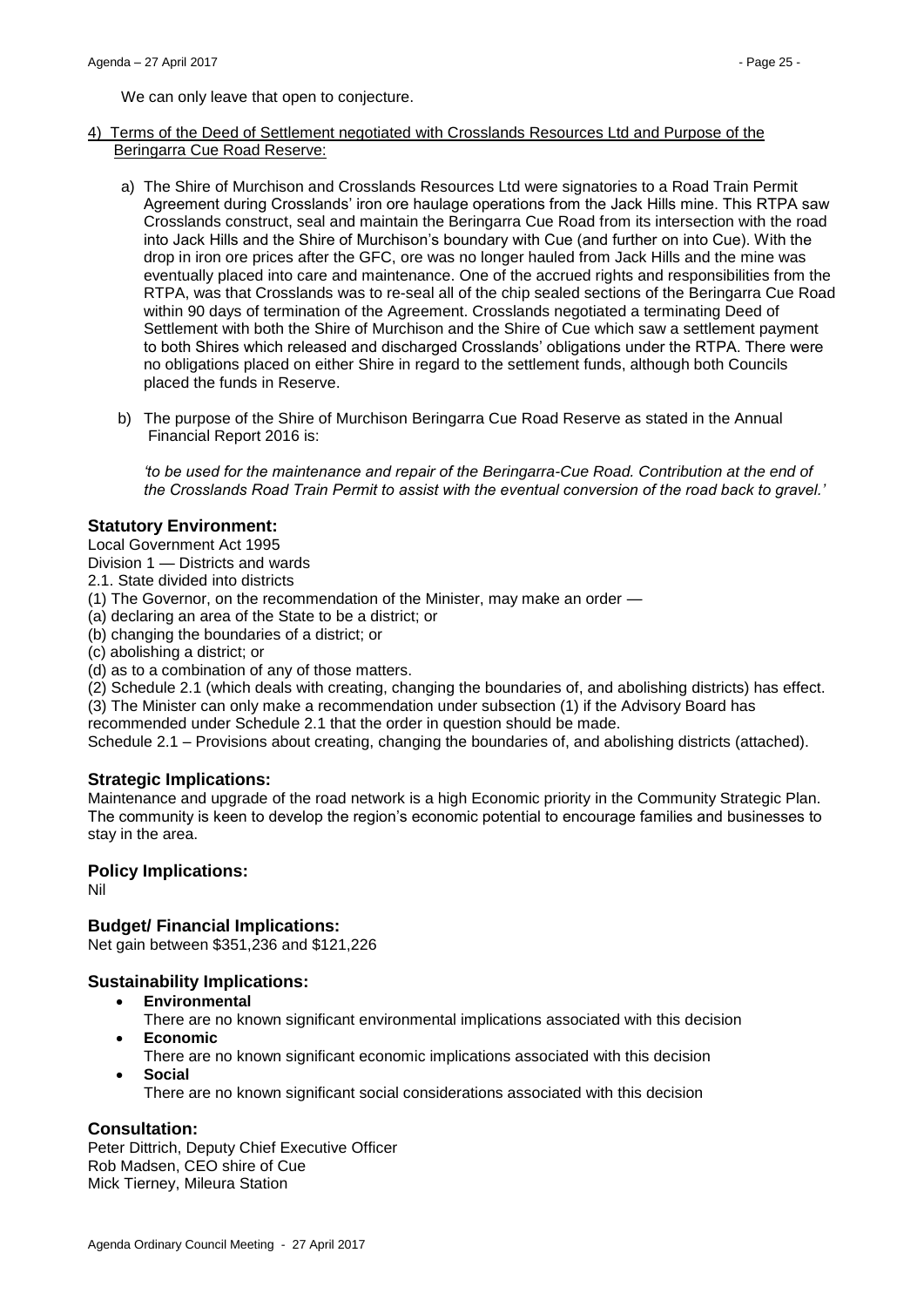We can only leave that open to conjecture.

4) Terms of the Deed of Settlement negotiated with Crosslands Resources Ltd and Purpose of the Beringarra Cue Road Reserve:

a) The Shire of Murchison and Crosslands Resources Ltd were signatories to a Road Train Permit Agreement during Crosslands' iron ore haulage operations from the Jack Hills mine. This RTPA saw Crosslands construct, seal and maintain the Beringarra Cue Road from its intersection with the road into Jack Hills and the Shire of Murchison's boundary with Cue (and further on into Cue). With the drop in iron ore prices after the GFC, ore was no longer hauled from Jack Hills and the mine was eventually placed into care and maintenance. One of the accrued rights and responsibilities from the RTPA, was that Crosslands was to re-seal all of the chip sealed sections of the Beringarra Cue Road within 90 days of termination of the Agreement. Crosslands negotiated a terminating Deed of Settlement with both the Shire of Murchison and the Shire of Cue which saw a settlement payment to both Shires which released and discharged Crosslands' obligations under the RTPA. There were no obligations placed on either Shire in regard to the settlement funds, although both Councils placed the funds in Reserve.

b) The purpose of the Shire of Murchison Beringarra Cue Road Reserve as stated in the Annual Financial Report 2016 is:

*'to be used for the maintenance and repair of the Beringarra-Cue Road. Contribution at the end of the Crosslands Road Train Permit to assist with the eventual conversion of the road back to gravel.'*

## Statutory Environment:

Local Government Act 1995
Division 1 — Districts and wards
2.1. State divided into districts
(1) The Governor, on the recommendation of the Minister, may make an order —
(a) declaring an area of the State to be a district; or
(b) changing the boundaries of a district; or
(c) abolishing a district; or
(d) as to a combination of any of those matters.
(2) Schedule 2.1 (which deals with creating, changing the boundaries of, and abolishing districts) has effect.
(3) The Minister can only make a recommendation under subsection (1) if the Advisory Board has recommended under Schedule 2.1 that the order in question should be made.
Schedule 2.1 – Provisions about creating, changing the boundaries of, and abolishing districts (attached).

## Strategic Implications:

Maintenance and upgrade of the road network is a high Economic priority in the Community Strategic Plan. The community is keen to develop the region's economic potential to encourage families and businesses to stay in the area.

## Policy Implications:

Nil

## Budget/ Financial Implications:

Net gain between $351,236 and $121,226

## Sustainability Implications:

- **Environmental**
  There are no known significant environmental implications associated with this decision
- **Economic**
  There are no known significant economic implications associated with this decision
- **Social**
  There are no known significant social considerations associated with this decision

## Consultation:

Peter Dittrich, Deputy Chief Executive Officer
Rob Madsen, CEO shire of Cue
Mick Tierney, Mileura Station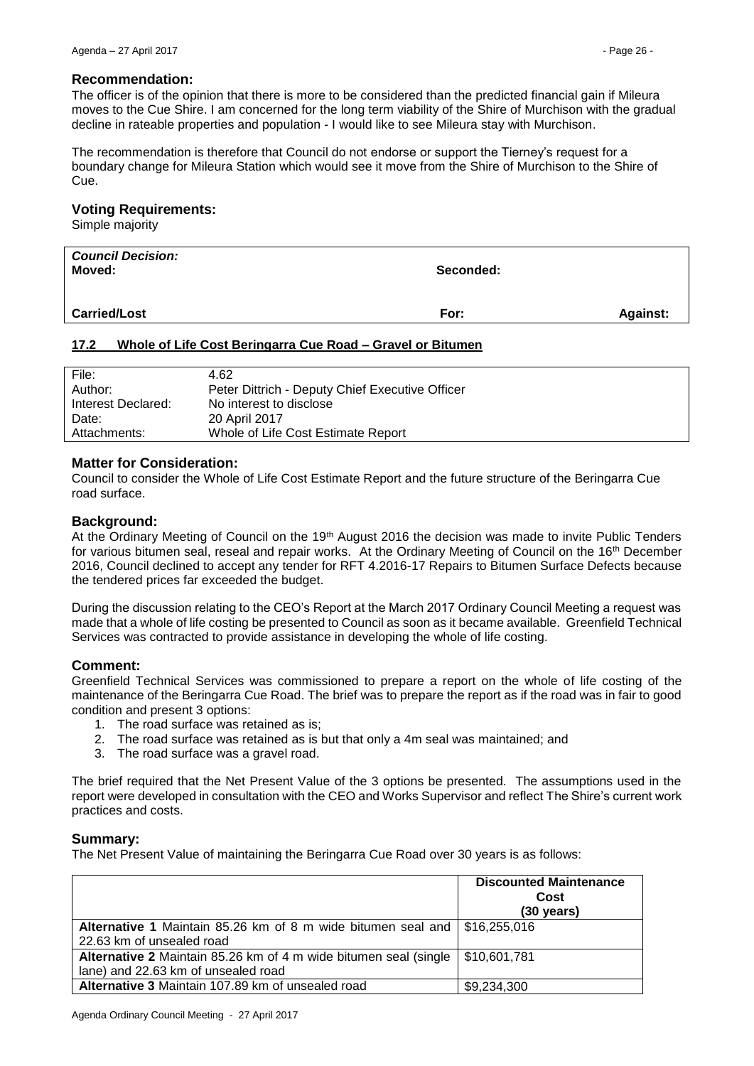### Recommendation:

The officer is of the opinion that there is more to be considered than the predicted financial gain if Mileura moves to the Cue Shire. I am concerned for the long term viability of the Shire of Murchison with the gradual decline in rateable properties and population - I would like to see Mileura stay with Murchison.

The recommendation is therefore that Council do not endorse or support the Tierney's request for a boundary change for Mileura Station which would see it move from the Shire of Murchison to the Shire of Cue.

### Voting Requirements:

Simple majority

| *Council Decision:*<br>**Moved:** | **Seconded:** | |
|---|---|---|
| **Carried/Lost** | **For:** | **Against:** |

## 17.2 Whole of Life Cost Beringarra Cue Road – Gravel or Bitumen

| | |
|---|---|
| File: | 4.62 |
| Author: | Peter Dittrich - Deputy Chief Executive Officer |
| Interest Declared: | No interest to disclose |
| Date: | 20 April 2017 |
| Attachments: | Whole of Life Cost Estimate Report |

### Matter for Consideration:

Council to consider the Whole of Life Cost Estimate Report and the future structure of the Beringarra Cue road surface.

### Background:

At the Ordinary Meeting of Council on the 19th August 2016 the decision was made to invite Public Tenders for various bitumen seal, reseal and repair works. At the Ordinary Meeting of Council on the 16th December 2016, Council declined to accept any tender for RFT 4.2016-17 Repairs to Bitumen Surface Defects because the tendered prices far exceeded the budget.

During the discussion relating to the CEO's Report at the March 2017 Ordinary Council Meeting a request was made that a whole of life costing be presented to Council as soon as it became available. Greenfield Technical Services was contracted to provide assistance in developing the whole of life costing.

### Comment:

Greenfield Technical Services was commissioned to prepare a report on the whole of life costing of the maintenance of the Beringarra Cue Road. The brief was to prepare the report as if the road was in fair to good condition and present 3 options:

1. The road surface was retained as is;
2. The road surface was retained as is but that only a 4m seal was maintained; and
3. The road surface was a gravel road.

The brief required that the Net Present Value of the 3 options be presented. The assumptions used in the report were developed in consultation with the CEO and Works Supervisor and reflect The Shire's current work practices and costs.

### Summary:

The Net Present Value of maintaining the Beringarra Cue Road over 30 years is as follows:

| | **Discounted Maintenance Cost (30 years)** |
|---|---|
| **Alternative 1** Maintain 85.26 km of 8 m wide bitumen seal and 22.63 km of unsealed road | $16,255,016 |
| **Alternative 2** Maintain 85.26 km of 4 m wide bitumen seal (single lane) and 22.63 km of unsealed road | $10,601,781 |
| **Alternative 3** Maintain 107.89 km of unsealed road | $9,234,300 |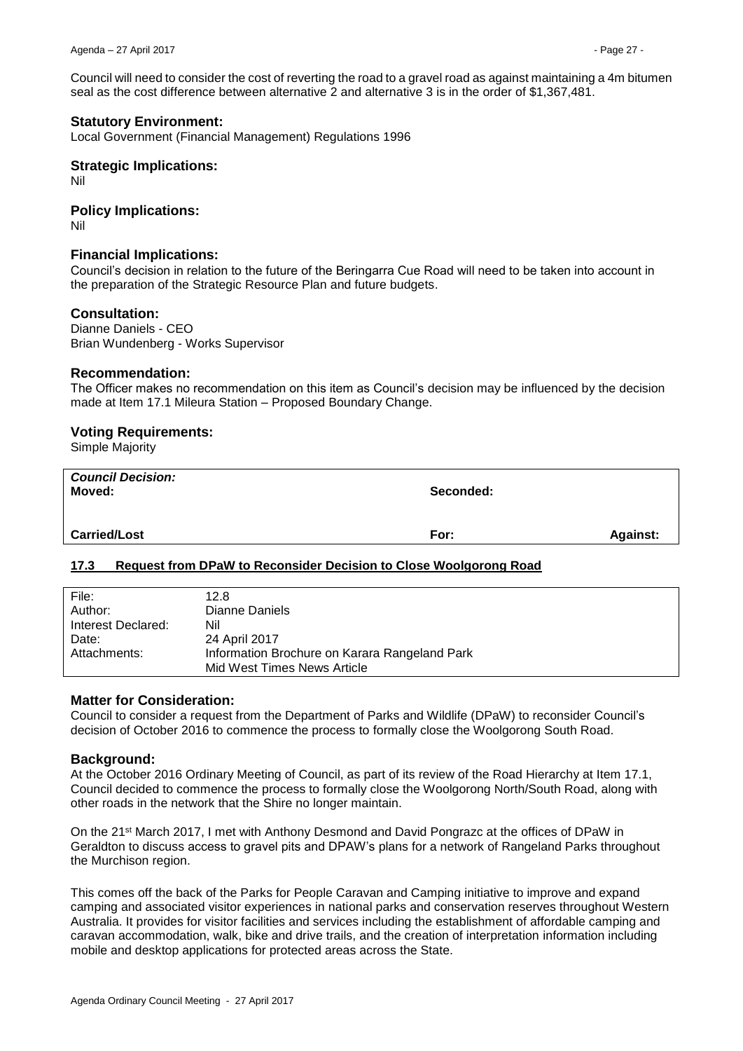Council will need to consider the cost of reverting the road to a gravel road as against maintaining a 4m bitumen seal as the cost difference between alternative 2 and alternative 3 is in the order of $1,367,481.

### Statutory Environment:

Local Government (Financial Management) Regulations 1996

### Strategic Implications:

Nil

### Policy Implications:

Nil

### Financial Implications:

Council's decision in relation to the future of the Beringarra Cue Road will need to be taken into account in the preparation of the Strategic Resource Plan and future budgets.

### Consultation:

Dianne Daniels - CEO
Brian Wundenberg - Works Supervisor

### Recommendation:

The Officer makes no recommendation on this item as Council's decision may be influenced by the decision made at Item 17.1 Mileura Station – Proposed Boundary Change.

### Voting Requirements:

Simple Majority

| ***Council Decision:*** **Moved:** | **Seconded:** | |
|---|---|---|
| **Carried/Lost** | **For:** | **Against:** |

## 17.3 Request from DPaW to Reconsider Decision to Close Woolgorong Road

| | |
|---|---|
| File: | 12.8 |
| Author: | Dianne Daniels |
| Interest Declared: | Nil |
| Date: | 24 April 2017 |
| Attachments: | Information Brochure on Karara Rangeland Park<br>Mid West Times News Article |

### Matter for Consideration:

Council to consider a request from the Department of Parks and Wildlife (DPaW) to reconsider Council's decision of October 2016 to commence the process to formally close the Woolgorong South Road.

### Background:

At the October 2016 Ordinary Meeting of Council, as part of its review of the Road Hierarchy at Item 17.1, Council decided to commence the process to formally close the Woolgorong North/South Road, along with other roads in the network that the Shire no longer maintain.

On the 21st March 2017, I met with Anthony Desmond and David Pongrazc at the offices of DPaW in Geraldton to discuss access to gravel pits and DPAW's plans for a network of Rangeland Parks throughout the Murchison region.

This comes off the back of the Parks for People Caravan and Camping initiative to improve and expand camping and associated visitor experiences in national parks and conservation reserves throughout Western Australia. It provides for visitor facilities and services including the establishment of affordable camping and caravan accommodation, walk, bike and drive trails, and the creation of interpretation information including mobile and desktop applications for protected areas across the State.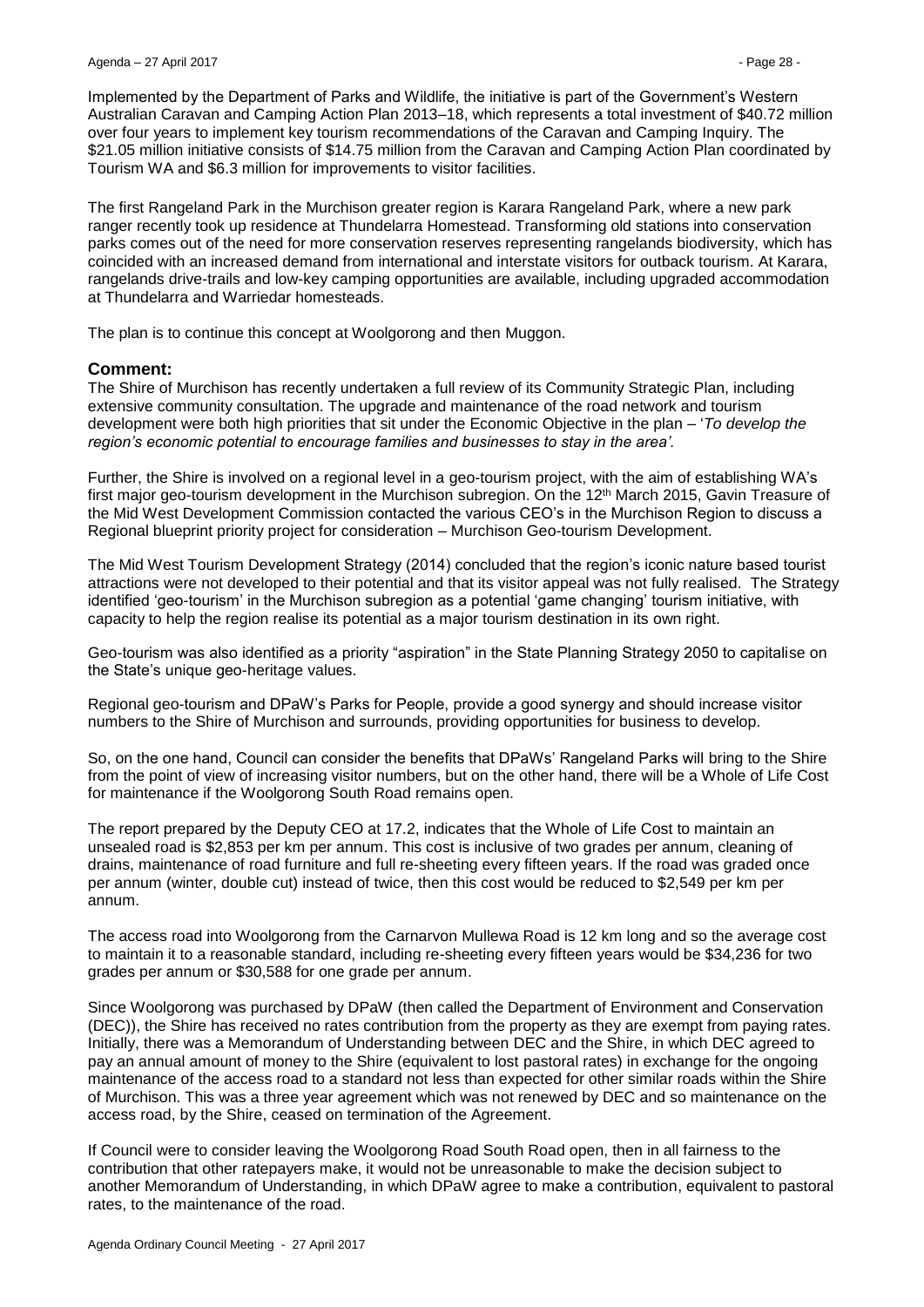Implemented by the Department of Parks and Wildlife, the initiative is part of the Government's Western Australian Caravan and Camping Action Plan 2013–18, which represents a total investment of $40.72 million over four years to implement key tourism recommendations of the Caravan and Camping Inquiry. The $21.05 million initiative consists of $14.75 million from the Caravan and Camping Action Plan coordinated by Tourism WA and $6.3 million for improvements to visitor facilities.

The first Rangeland Park in the Murchison greater region is Karara Rangeland Park, where a new park ranger recently took up residence at Thundelarra Homestead. Transforming old stations into conservation parks comes out of the need for more conservation reserves representing rangelands biodiversity, which has coincided with an increased demand from international and interstate visitors for outback tourism. At Karara, rangelands drive-trails and low-key camping opportunities are available, including upgraded accommodation at Thundelarra and Warriedar homesteads.

The plan is to continue this concept at Woolgorong and then Muggon.

## Comment:

The Shire of Murchison has recently undertaken a full review of its Community Strategic Plan, including extensive community consultation. The upgrade and maintenance of the road network and tourism development were both high priorities that sit under the Economic Objective in the plan – '*To develop the region's economic potential to encourage families and businesses to stay in the area'.*

Further, the Shire is involved on a regional level in a geo-tourism project, with the aim of establishing WA's first major geo-tourism development in the Murchison subregion. On the 12th March 2015, Gavin Treasure of the Mid West Development Commission contacted the various CEO's in the Murchison Region to discuss a Regional blueprint priority project for consideration – Murchison Geo-tourism Development.

The Mid West Tourism Development Strategy (2014) concluded that the region's iconic nature based tourist attractions were not developed to their potential and that its visitor appeal was not fully realised. The Strategy identified 'geo-tourism' in the Murchison subregion as a potential 'game changing' tourism initiative, with capacity to help the region realise its potential as a major tourism destination in its own right.

Geo-tourism was also identified as a priority "aspiration" in the State Planning Strategy 2050 to capitalise on the State's unique geo-heritage values.

Regional geo-tourism and DPaW's Parks for People, provide a good synergy and should increase visitor numbers to the Shire of Murchison and surrounds, providing opportunities for business to develop.

So, on the one hand, Council can consider the benefits that DPaWs' Rangeland Parks will bring to the Shire from the point of view of increasing visitor numbers, but on the other hand, there will be a Whole of Life Cost for maintenance if the Woolgorong South Road remains open.

The report prepared by the Deputy CEO at 17.2, indicates that the Whole of Life Cost to maintain an unsealed road is $2,853 per km per annum. This cost is inclusive of two grades per annum, cleaning of drains, maintenance of road furniture and full re-sheeting every fifteen years. If the road was graded once per annum (winter, double cut) instead of twice, then this cost would be reduced to $2,549 per km per annum.

The access road into Woolgorong from the Carnarvon Mullewa Road is 12 km long and so the average cost to maintain it to a reasonable standard, including re-sheeting every fifteen years would be $34,236 for two grades per annum or $30,588 for one grade per annum.

Since Woolgorong was purchased by DPaW (then called the Department of Environment and Conservation (DEC)), the Shire has received no rates contribution from the property as they are exempt from paying rates. Initially, there was a Memorandum of Understanding between DEC and the Shire, in which DEC agreed to pay an annual amount of money to the Shire (equivalent to lost pastoral rates) in exchange for the ongoing maintenance of the access road to a standard not less than expected for other similar roads within the Shire of Murchison. This was a three year agreement which was not renewed by DEC and so maintenance on the access road, by the Shire, ceased on termination of the Agreement.

If Council were to consider leaving the Woolgorong Road South Road open, then in all fairness to the contribution that other ratepayers make, it would not be unreasonable to make the decision subject to another Memorandum of Understanding, in which DPaW agree to make a contribution, equivalent to pastoral rates, to the maintenance of the road.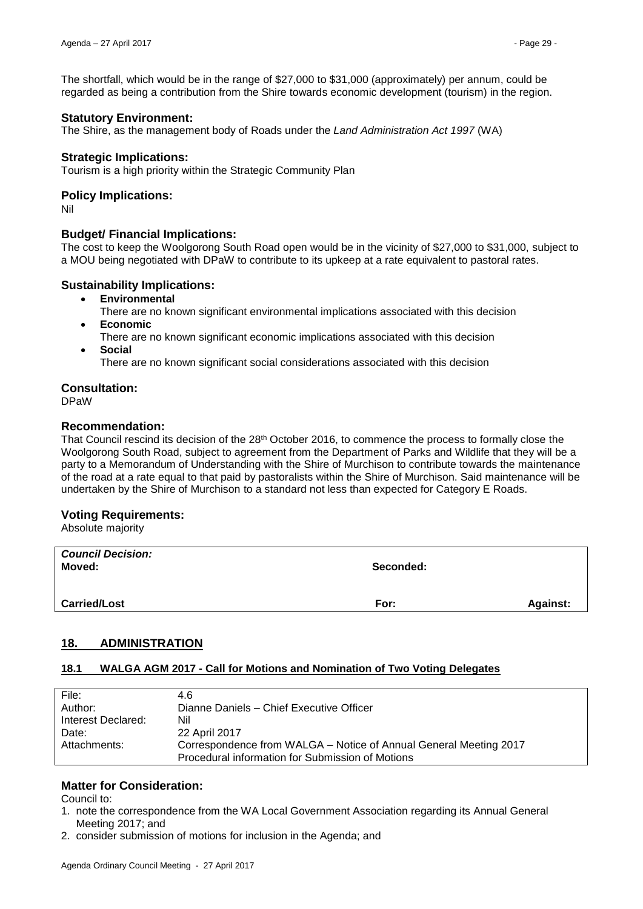The shortfall, which would be in the range of $27,000 to $31,000 (approximately) per annum, could be regarded as being a contribution from the Shire towards economic development (tourism) in the region.

### Statutory Environment:

The Shire, as the management body of Roads under the *Land Administration Act 1997* (WA)

### Strategic Implications:

Tourism is a high priority within the Strategic Community Plan

### Policy Implications:

Nil

### Budget/ Financial Implications:

The cost to keep the Woolgorong South Road open would be in the vicinity of $27,000 to $31,000, subject to a MOU being negotiated with DPaW to contribute to its upkeep at a rate equivalent to pastoral rates.

### Sustainability Implications:

- **Environmental**
  There are no known significant environmental implications associated with this decision
- **Economic**
  There are no known significant economic implications associated with this decision
- **Social**
  There are no known significant social considerations associated with this decision

### Consultation:

DPaW

### Recommendation:

That Council rescind its decision of the 28th October 2016, to commence the process to formally close the Woolgorong South Road, subject to agreement from the Department of Parks and Wildlife that they will be a party to a Memorandum of Understanding with the Shire of Murchison to contribute towards the maintenance of the road at a rate equal to that paid by pastoralists within the Shire of Murchison. Said maintenance will be undertaken by the Shire of Murchison to a standard not less than expected for Category E Roads.

### Voting Requirements:

Absolute majority

| ***Council Decision:*** | | |
|---|---|---|
| **Moved:** | **Seconded:** | |
| **Carried/Lost** | **For:** | **Against:** |

## 18. ADMINISTRATION

### 18.1 WALGA AGM 2017 - Call for Motions and Nomination of Two Voting Delegates

| | |
|---|---|
| File: | 4.6 |
| Author: | Dianne Daniels – Chief Executive Officer |
| Interest Declared: | Nil |
| Date: | 22 April 2017 |
| Attachments: | Correspondence from WALGA – Notice of Annual General Meeting 2017<br>Procedural information for Submission of Motions |

### Matter for Consideration:

Council to:

1. note the correspondence from the WA Local Government Association regarding its Annual General Meeting 2017; and
2. consider submission of motions for inclusion in the Agenda; and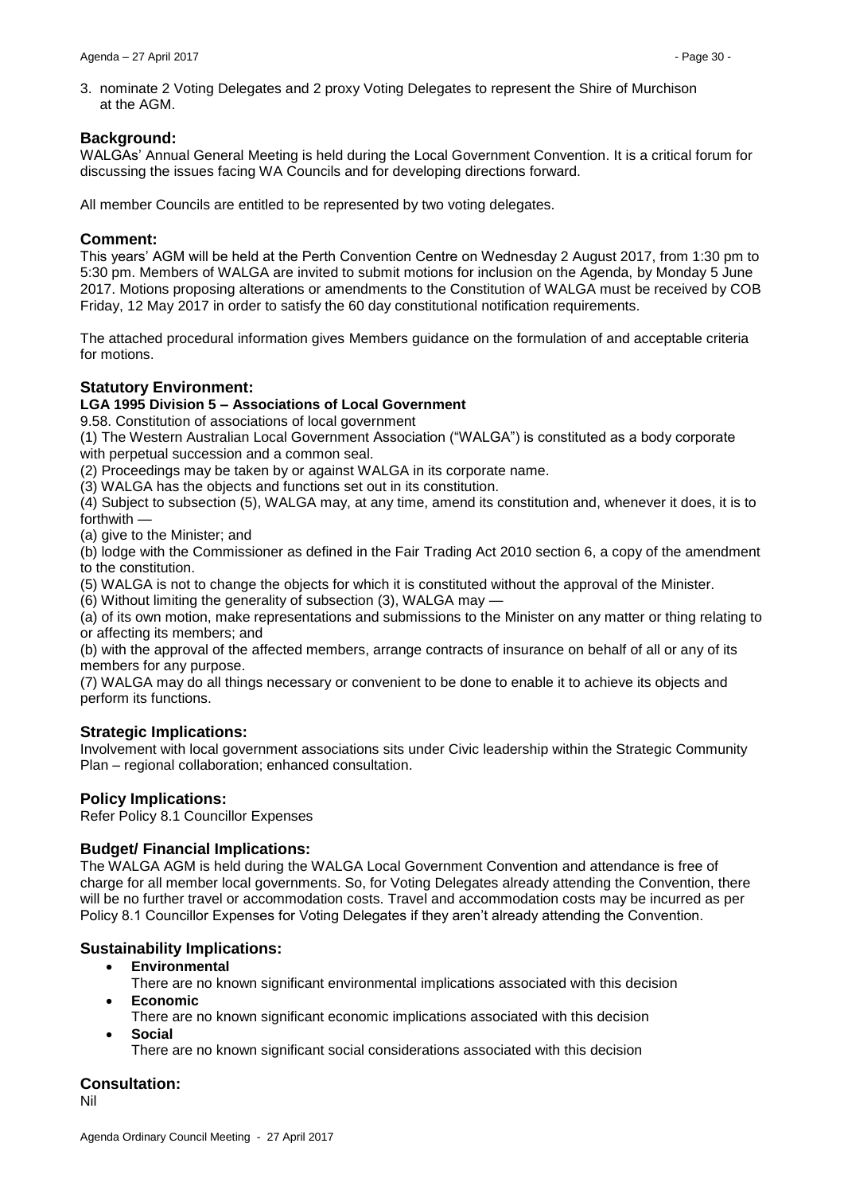3. nominate 2 Voting Delegates and 2 proxy Voting Delegates to represent the Shire of Murchison at the AGM.

## Background:

WALGAs' Annual General Meeting is held during the Local Government Convention. It is a critical forum for discussing the issues facing WA Councils and for developing directions forward.

All member Councils are entitled to be represented by two voting delegates.

## Comment:

This years' AGM will be held at the Perth Convention Centre on Wednesday 2 August 2017, from 1:30 pm to 5:30 pm. Members of WALGA are invited to submit motions for inclusion on the Agenda, by Monday 5 June 2017. Motions proposing alterations or amendments to the Constitution of WALGA must be received by COB Friday, 12 May 2017 in order to satisfy the 60 day constitutional notification requirements.

The attached procedural information gives Members guidance on the formulation of and acceptable criteria for motions.

## Statutory Environment:

**LGA 1995 Division 5 – Associations of Local Government**

9.58. Constitution of associations of local government

(1) The Western Australian Local Government Association ("WALGA") is constituted as a body corporate with perpetual succession and a common seal.

(2) Proceedings may be taken by or against WALGA in its corporate name.

(3) WALGA has the objects and functions set out in its constitution.

(4) Subject to subsection (5), WALGA may, at any time, amend its constitution and, whenever it does, it is to forthwith —

(a) give to the Minister; and

(b) lodge with the Commissioner as defined in the Fair Trading Act 2010 section 6, a copy of the amendment to the constitution.

(5) WALGA is not to change the objects for which it is constituted without the approval of the Minister.

(6) Without limiting the generality of subsection (3), WALGA may —

(a) of its own motion, make representations and submissions to the Minister on any matter or thing relating to or affecting its members; and

(b) with the approval of the affected members, arrange contracts of insurance on behalf of all or any of its members for any purpose.

(7) WALGA may do all things necessary or convenient to be done to enable it to achieve its objects and perform its functions.

## Strategic Implications:

Involvement with local government associations sits under Civic leadership within the Strategic Community Plan – regional collaboration; enhanced consultation.

## Policy Implications:

Refer Policy 8.1 Councillor Expenses

## Budget/ Financial Implications:

The WALGA AGM is held during the WALGA Local Government Convention and attendance is free of charge for all member local governments. So, for Voting Delegates already attending the Convention, there will be no further travel or accommodation costs. Travel and accommodation costs may be incurred as per Policy 8.1 Councillor Expenses for Voting Delegates if they aren't already attending the Convention.

## Sustainability Implications:

- **Environmental**
  There are no known significant environmental implications associated with this decision
- **Economic**
  There are no known significant economic implications associated with this decision
- **Social**
  There are no known significant social considerations associated with this decision

## Consultation:

Nil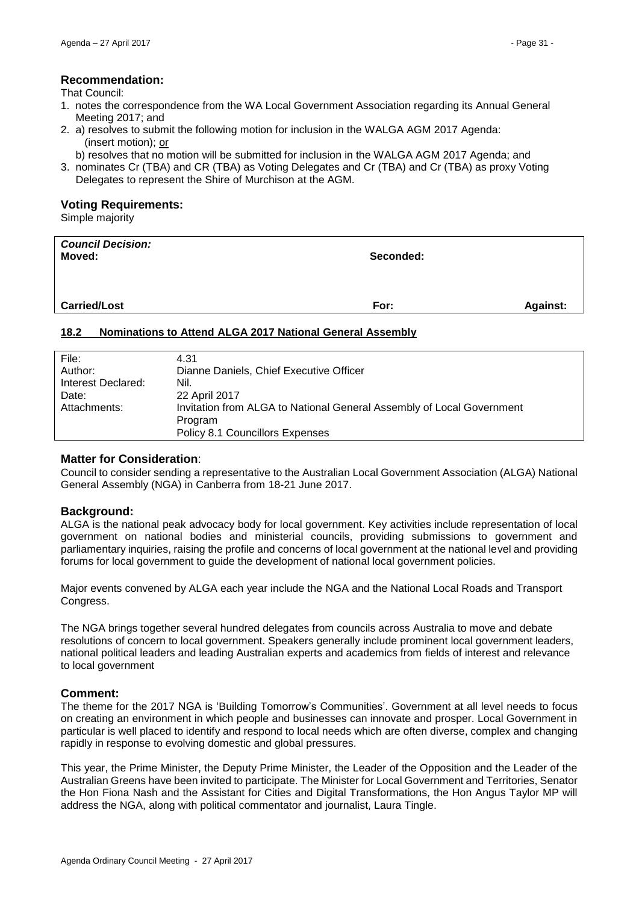### Recommendation:

That Council:

1. notes the correspondence from the WA Local Government Association regarding its Annual General Meeting 2017; and
2. a) resolves to submit the following motion for inclusion in the WALGA AGM 2017 Agenda: (insert motion); <u>or</u>

   b) resolves that no motion will be submitted for inclusion in the WALGA AGM 2017 Agenda; and
3. nominates Cr (TBA) and CR (TBA) as Voting Delegates and Cr (TBA) and Cr (TBA) as proxy Voting Delegates to represent the Shire of Murchison at the AGM.

### Voting Requirements:

Simple majority

| ***Council Decision:*** **Moved:** | **Seconded:** | |
|---|---|---|
| **Carried/Lost** | **For:** | **Against:** |

## 18.2 Nominations to Attend ALGA 2017 National General Assembly

| | |
|---|---|
| File: | 4.31 |
| Author: | Dianne Daniels, Chief Executive Officer |
| Interest Declared: | Nil. |
| Date: | 22 April 2017 |
| Attachments: | Invitation from ALGA to National General Assembly of Local Government Program<br>Policy 8.1 Councillors Expenses |

### Matter for Consideration:

Council to consider sending a representative to the Australian Local Government Association (ALGA) National General Assembly (NGA) in Canberra from 18-21 June 2017.

### Background:

ALGA is the national peak advocacy body for local government. Key activities include representation of local government on national bodies and ministerial councils, providing submissions to government and parliamentary inquiries, raising the profile and concerns of local government at the national level and providing forums for local government to guide the development of national local government policies.

Major events convened by ALGA each year include the NGA and the National Local Roads and Transport Congress.

The NGA brings together several hundred delegates from councils across Australia to move and debate resolutions of concern to local government. Speakers generally include prominent local government leaders, national political leaders and leading Australian experts and academics from fields of interest and relevance to local government

### Comment:

The theme for the 2017 NGA is 'Building Tomorrow's Communities'. Government at all level needs to focus on creating an environment in which people and businesses can innovate and prosper. Local Government in particular is well placed to identify and respond to local needs which are often diverse, complex and changing rapidly in response to evolving domestic and global pressures.

This year, the Prime Minister, the Deputy Prime Minister, the Leader of the Opposition and the Leader of the Australian Greens have been invited to participate. The Minister for Local Government and Territories, Senator the Hon Fiona Nash and the Assistant for Cities and Digital Transformations, the Hon Angus Taylor MP will address the NGA, along with political commentator and journalist, Laura Tingle.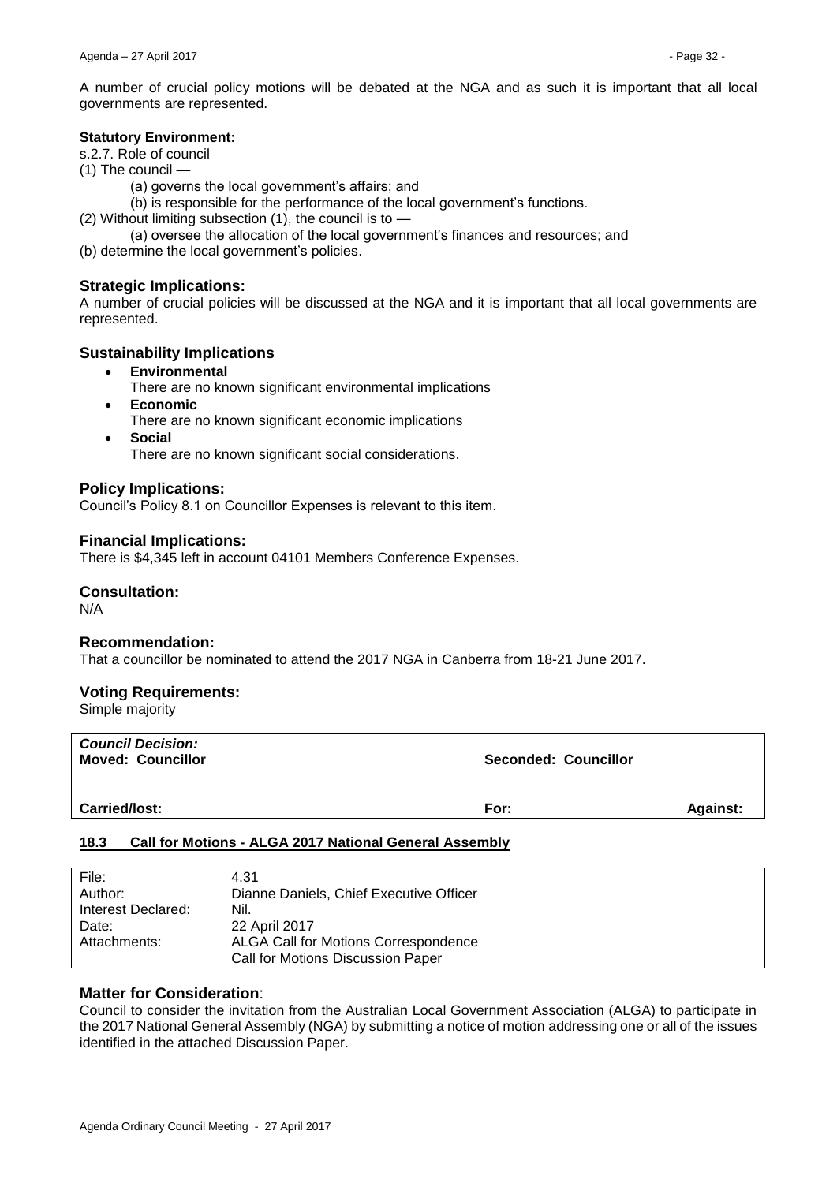A number of crucial policy motions will be debated at the NGA and as such it is important that all local governments are represented.

**Statutory Environment:**

s.2.7. Role of council

(1) The council —

(a) governs the local government's affairs; and

(b) is responsible for the performance of the local government's functions.

(2) Without limiting subsection (1), the council is to —

(a) oversee the allocation of the local government's finances and resources; and

(b) determine the local government's policies.

### Strategic Implications:

A number of crucial policies will be discussed at the NGA and it is important that all local governments are represented.

### Sustainability Implications

- **Environmental**
  There are no known significant environmental implications
- **Economic**
  There are no known significant economic implications
- **Social**
  There are no known significant social considerations.

### Policy Implications:

Council's Policy 8.1 on Councillor Expenses is relevant to this item.

### Financial Implications:

There is $4,345 left in account 04101 Members Conference Expenses.

### Consultation:

N/A

### Recommendation:

That a councillor be nominated to attend the 2017 NGA in Canberra from 18-21 June 2017.

### Voting Requirements:

Simple majority

| ***Council Decision:*** | | |
|---|---|---|
| **Moved: Councillor** | **Seconded: Councillor** | |
| **Carried/lost:** | **For:** | **Against:** |

## 18.3 Call for Motions - ALGA 2017 National General Assembly

| File: | 4.31 |
|---|---|
| Author: | Dianne Daniels, Chief Executive Officer |
| Interest Declared: | Nil. |
| Date: | 22 April 2017 |
| Attachments: | ALGA Call for Motions Correspondence<br>Call for Motions Discussion Paper |

### Matter for Consideration:

Council to consider the invitation from the Australian Local Government Association (ALGA) to participate in the 2017 National General Assembly (NGA) by submitting a notice of motion addressing one or all of the issues identified in the attached Discussion Paper.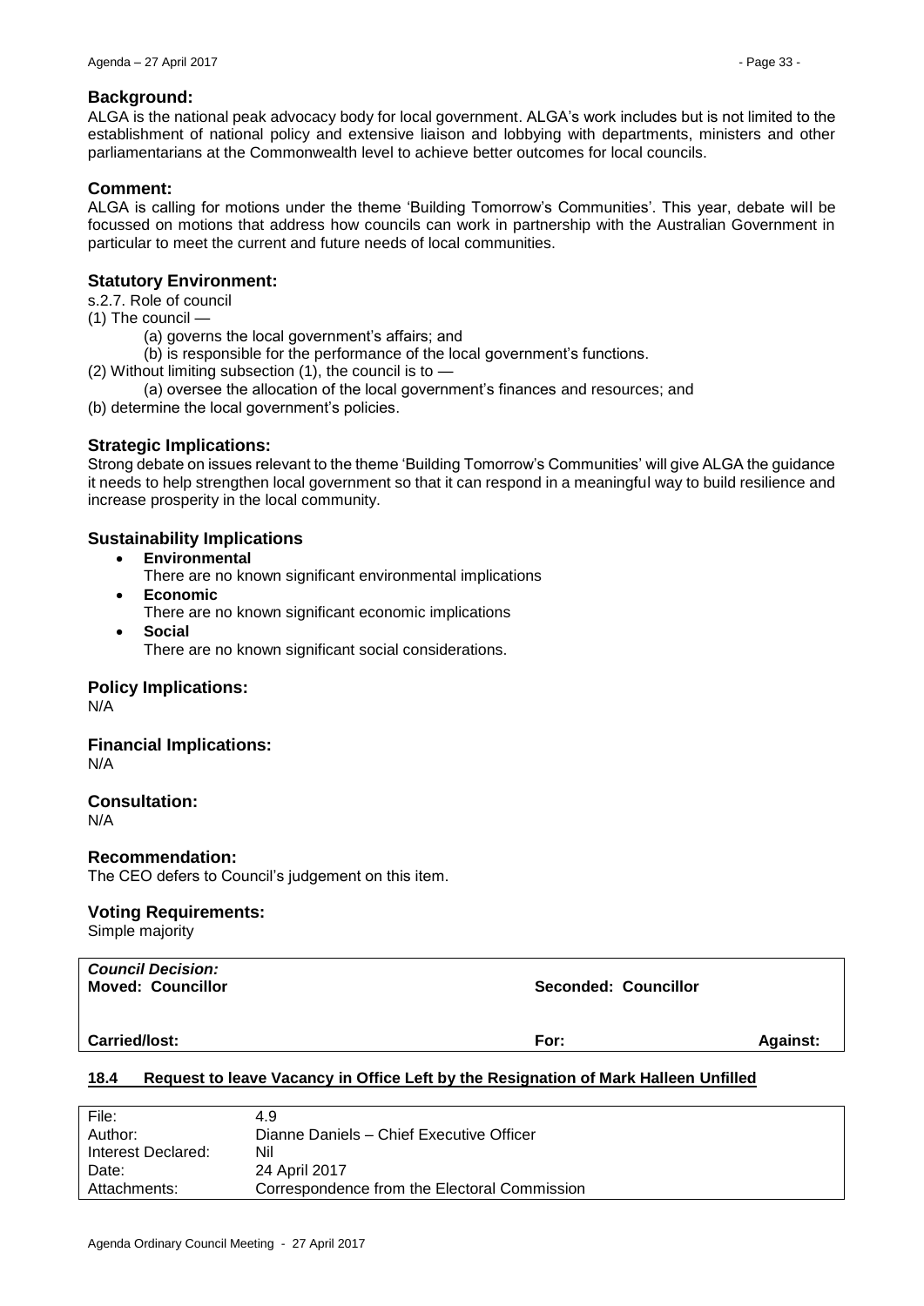### Background:

ALGA is the national peak advocacy body for local government. ALGA's work includes but is not limited to the establishment of national policy and extensive liaison and lobbying with departments, ministers and other parliamentarians at the Commonwealth level to achieve better outcomes for local councils.

### Comment:

ALGA is calling for motions under the theme 'Building Tomorrow's Communities'. This year, debate will be focussed on motions that address how councils can work in partnership with the Australian Government in particular to meet the current and future needs of local communities.

### Statutory Environment:

s.2.7. Role of council

(1) The council —

(a) governs the local government's affairs; and

(b) is responsible for the performance of the local government's functions.

(2) Without limiting subsection (1), the council is to —

(a) oversee the allocation of the local government's finances and resources; and

(b) determine the local government's policies.

### Strategic Implications:

Strong debate on issues relevant to the theme 'Building Tomorrow's Communities' will give ALGA the guidance it needs to help strengthen local government so that it can respond in a meaningful way to build resilience and increase prosperity in the local community.

### Sustainability Implications

- **Environmental**
  There are no known significant environmental implications
- **Economic**
  There are no known significant economic implications
- **Social**
  There are no known significant social considerations.

### Policy Implications:

N/A

### Financial Implications:

N/A

### Consultation:

N/A

### Recommendation:

The CEO defers to Council's judgement on this item.

### Voting Requirements:

Simple majority

| ***Council Decision:*** **Moved: Councillor** | **Seconded: Councillor** | |
|---|---|---|
| **Carried/lost:** | **For:** | **Against:** |

## 18.4 Request to leave Vacancy in Office Left by the Resignation of Mark Halleen Unfilled

| | |
|---|---|
| File: | 4.9 |
| Author: | Dianne Daniels – Chief Executive Officer |
| Interest Declared: | Nil |
| Date: | 24 April 2017 |
| Attachments: | Correspondence from the Electoral Commission |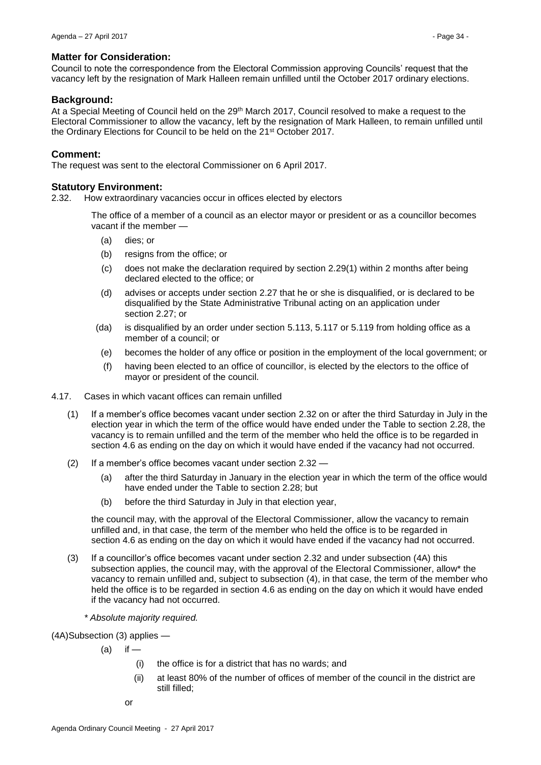### Matter for Consideration:

Council to note the correspondence from the Electoral Commission approving Councils' request that the vacancy left by the resignation of Mark Halleen remain unfilled until the October 2017 ordinary elections.

### Background:

At a Special Meeting of Council held on the 29th March 2017, Council resolved to make a request to the Electoral Commissioner to allow the vacancy, left by the resignation of Mark Halleen, to remain unfilled until the Ordinary Elections for Council to be held on the 21st October 2017.

### Comment:

The request was sent to the electoral Commissioner on 6 April 2017.

### Statutory Environment:

2.32. How extraordinary vacancies occur in offices elected by electors

The office of a member of a council as an elector mayor or president or as a councillor becomes vacant if the member —

- (a) dies; or
- (b) resigns from the office; or
- (c) does not make the declaration required by section 2.29(1) within 2 months after being declared elected to the office; or
- (d) advises or accepts under section 2.27 that he or she is disqualified, or is declared to be disqualified by the State Administrative Tribunal acting on an application under section 2.27; or
- (da) is disqualified by an order under section 5.113, 5.117 or 5.119 from holding office as a member of a council; or
- (e) becomes the holder of any office or position in the employment of the local government; or
- (f) having been elected to an office of councillor, is elected by the electors to the office of mayor or president of the council.

4.17. Cases in which vacant offices can remain unfilled

(1) If a member's office becomes vacant under section 2.32 on or after the third Saturday in July in the election year in which the term of the office would have ended under the Table to section 2.28, the vacancy is to remain unfilled and the term of the member who held the office is to be regarded in section 4.6 as ending on the day on which it would have ended if the vacancy had not occurred.

(2) If a member's office becomes vacant under section 2.32 —

- (a) after the third Saturday in January in the election year in which the term of the office would have ended under the Table to section 2.28; but
- (b) before the third Saturday in July in that election year,

the council may, with the approval of the Electoral Commissioner, allow the vacancy to remain unfilled and, in that case, the term of the member who held the office is to be regarded in section 4.6 as ending on the day on which it would have ended if the vacancy had not occurred.

(3) If a councillor's office becomes vacant under section 2.32 and under subsection (4A) this subsection applies, the council may, with the approval of the Electoral Commissioner, allow* the vacancy to remain unfilled and, subject to subsection (4), in that case, the term of the member who held the office is to be regarded in section 4.6 as ending on the day on which it would have ended if the vacancy had not occurred.

*\* Absolute majority required.*

(4A) Subsection (3) applies —

(a) if —

- (i) the office is for a district that has no wards; and
- (ii) at least 80% of the number of offices of member of the council in the district are still filled;

or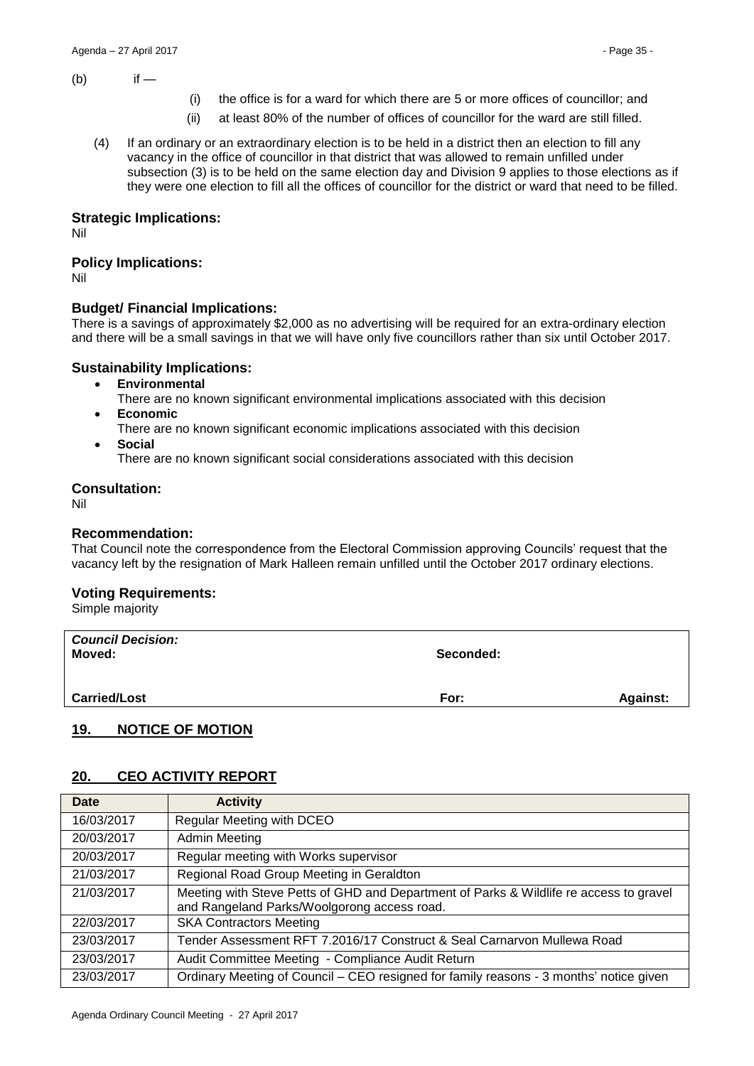(b) if —

(i) the office is for a ward for which there are 5 or more offices of councillor; and

(ii) at least 80% of the number of offices of councillor for the ward are still filled.

(4) If an ordinary or an extraordinary election is to be held in a district then an election to fill any vacancy in the office of councillor in that district that was allowed to remain unfilled under subsection (3) is to be held on the same election day and Division 9 applies to those elections as if they were one election to fill all the offices of councillor for the district or ward that need to be filled.

### Strategic Implications:

Nil

### Policy Implications:

Nil

### Budget/ Financial Implications:

There is a savings of approximately $2,000 as no advertising will be required for an extra-ordinary election and there will be a small savings in that we will have only five councillors rather than six until October 2017.

### Sustainability Implications:

- **Environmental**
  There are no known significant environmental implications associated with this decision
- **Economic**
  There are no known significant economic implications associated with this decision
- **Social**
  There are no known significant social considerations associated with this decision

### Consultation:

Nil

### Recommendation:

That Council note the correspondence from the Electoral Commission approving Councils' request that the vacancy left by the resignation of Mark Halleen remain unfilled until the October 2017 ordinary elections.

### Voting Requirements:

Simple majority

| ***Council Decision:*** **Moved:** | **Seconded:** | |
|---|---|---|
| **Carried/Lost** | **For:** | **Against:** |

## 19. NOTICE OF MOTION

## 20. CEO ACTIVITY REPORT

| Date | Activity |
|---|---|
| 16/03/2017 | Regular Meeting with DCEO |
| 20/03/2017 | Admin Meeting |
| 20/03/2017 | Regular meeting with Works supervisor |
| 21/03/2017 | Regional Road Group Meeting in Geraldton |
| 21/03/2017 | Meeting with Steve Petts of GHD and Department of Parks & Wildlife re access to gravel and Rangeland Parks/Woolgorong access road. |
| 22/03/2017 | SKA Contractors Meeting |
| 23/03/2017 | Tender Assessment RFT 7.2016/17 Construct & Seal Carnarvon Mullewa Road |
| 23/03/2017 | Audit Committee Meeting - Compliance Audit Return |
| 23/03/2017 | Ordinary Meeting of Council – CEO resigned for family reasons - 3 months' notice given |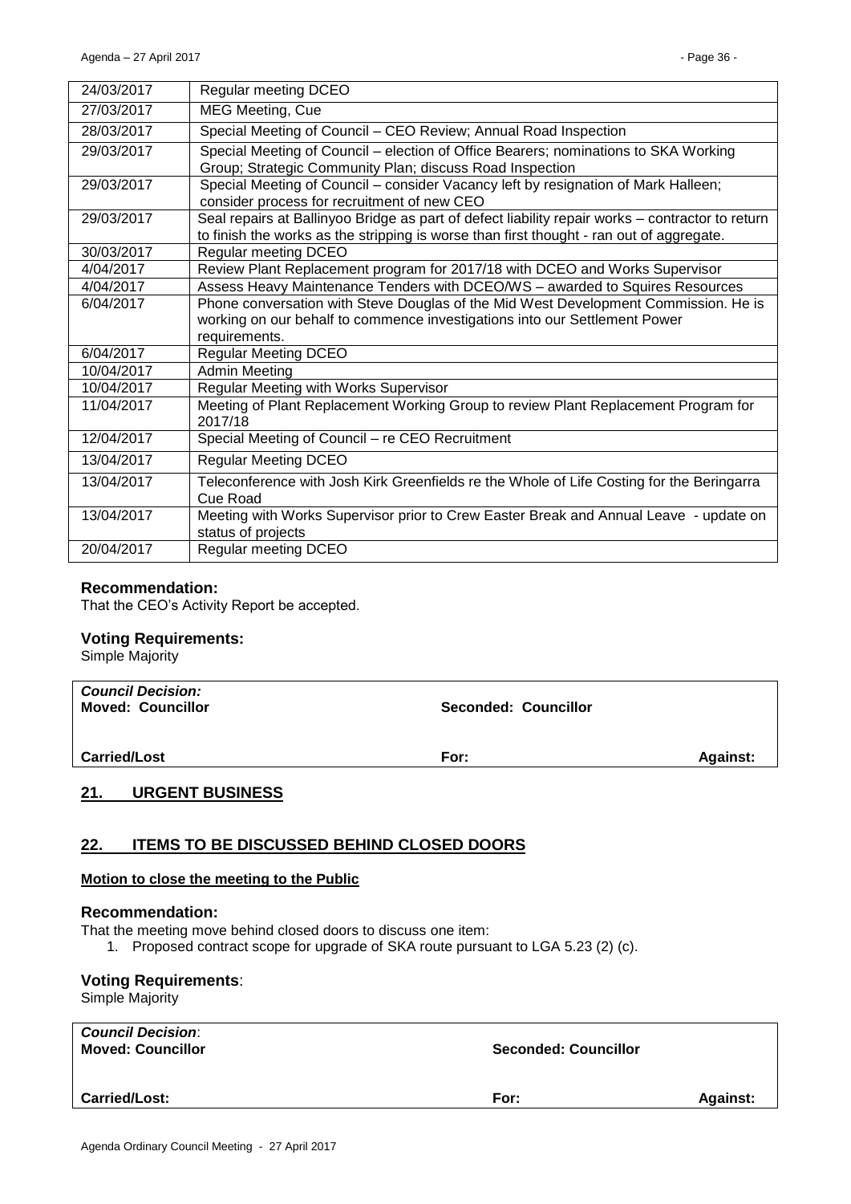| | |
|---|---|
| 24/03/2017 | Regular meeting DCEO |
| 27/03/2017 | MEG Meeting, Cue |
| 28/03/2017 | Special Meeting of Council – CEO Review; Annual Road Inspection |
| 29/03/2017 | Special Meeting of Council – election of Office Bearers; nominations to SKA Working Group; Strategic Community Plan; discuss Road Inspection |
| 29/03/2017 | Special Meeting of Council – consider Vacancy left by resignation of Mark Halleen; consider process for recruitment of new CEO |
| 29/03/2017 | Seal repairs at Ballinyoo Bridge as part of defect liability repair works – contractor to return to finish the works as the stripping is worse than first thought - ran out of aggregate. |
| 30/03/2017 | Regular meeting DCEO |
| 4/04/2017 | Review Plant Replacement program for 2017/18 with DCEO and Works Supervisor |
| 4/04/2017 | Assess Heavy Maintenance Tenders with DCEO/WS – awarded to Squires Resources |
| 6/04/2017 | Phone conversation with Steve Douglas of the Mid West Development Commission. He is working on our behalf to commence investigations into our Settlement Power requirements. |
| 6/04/2017 | Regular Meeting DCEO |
| 10/04/2017 | Admin Meeting |
| 10/04/2017 | Regular Meeting with Works Supervisor |
| 11/04/2017 | Meeting of Plant Replacement Working Group to review Plant Replacement Program for 2017/18 |
| 12/04/2017 | Special Meeting of Council – re CEO Recruitment |
| 13/04/2017 | Regular Meeting DCEO |
| 13/04/2017 | Teleconference with Josh Kirk Greenfields re the Whole of Life Costing for the Beringarra Cue Road |
| 13/04/2017 | Meeting with Works Supervisor prior to Crew Easter Break and Annual Leave - update on status of projects |
| 20/04/2017 | Regular meeting DCEO |

### Recommendation:

That the CEO's Activity Report be accepted.

### Voting Requirements:

Simple Majority

| | | |
|---|---|---|
| ***Council Decision:*** **Moved: Councillor** | **Seconded: Councillor** | |
| **Carried/Lost** | **For:** | **Against:** |

## 21. URGENT BUSINESS

## 22. ITEMS TO BE DISCUSSED BEHIND CLOSED DOORS

**Motion to close the meeting to the Public**

### Recommendation:

That the meeting move behind closed doors to discuss one item:

1. Proposed contract scope for upgrade of SKA route pursuant to LGA 5.23 (2) (c).

### Voting Requirements:

Simple Majority

| | | |
|---|---|---|
| ***Council Decision:*** **Moved: Councillor** | **Seconded: Councillor** | |
| **Carried/Lost:** | **For:** | **Against:** |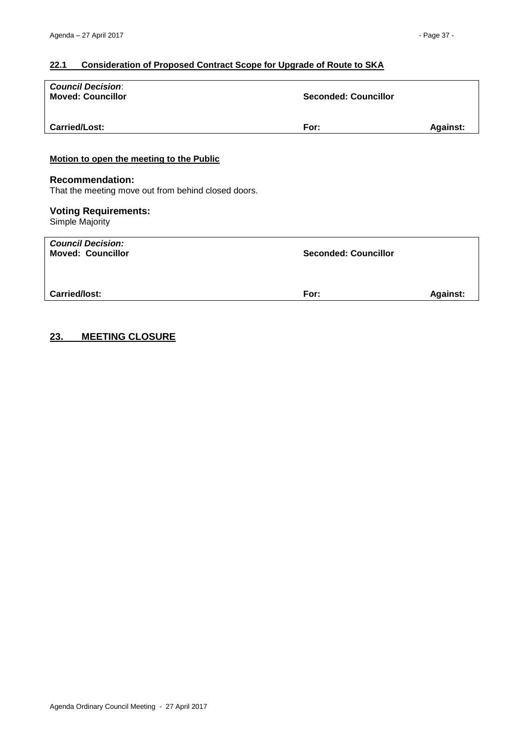## 22.1 Consideration of Proposed Contract Scope for Upgrade of Route to SKA

| | | |
|---|---|---|
| ***Council Decision*:**<br>**Moved: Councillor** | **Seconded: Councillor** | |
| **Carried/Lost:** | **For:** | **Against:** |

**Motion to open the meeting to the Public**

### Recommendation:

That the meeting move out from behind closed doors.

### Voting Requirements:

Simple Majority

| | | |
|---|---|---|
| ***Council Decision:***<br>**Moved: Councillor** | **Seconded: Councillor** | |
| **Carried/lost:** | **For:** | **Against:** |

## 23. MEETING CLOSURE